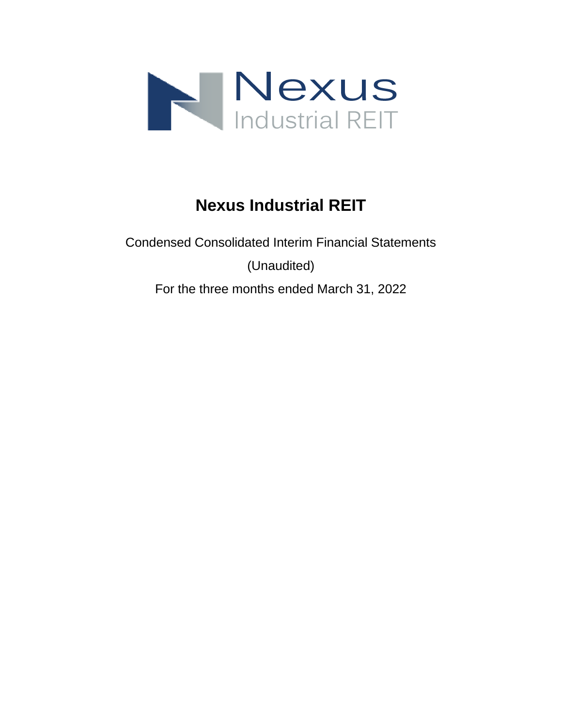Nexus
Industrial REIT

# Nexus Industrial REIT

Condensed Consolidated Interim Financial Statements

(Unaudited)

For the three months ended March 31, 2022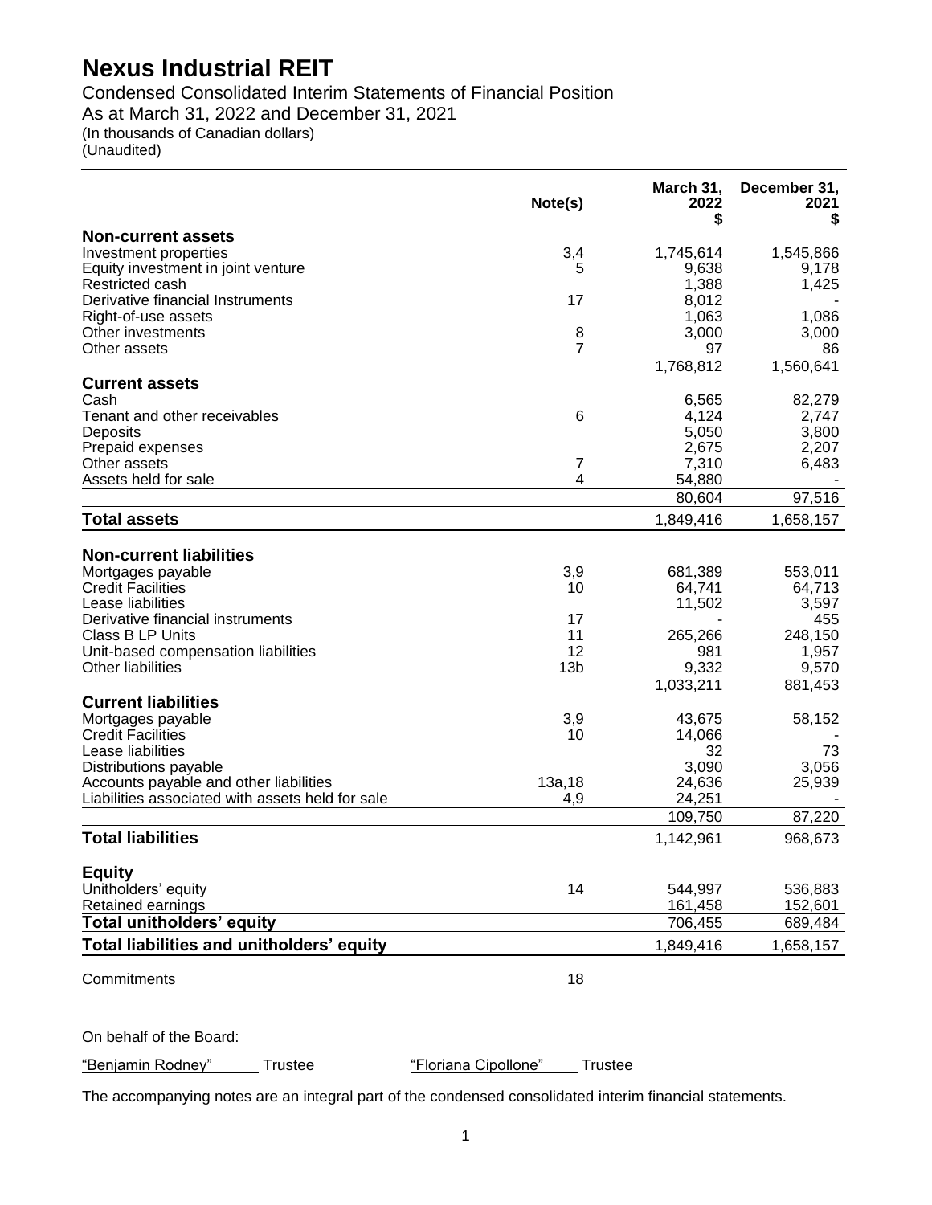# Nexus Industrial REIT

Condensed Consolidated Interim Statements of Financial Position
As at March 31, 2022 and December 31, 2021
(In thousands of Canadian dollars)
(Unaudited)

| | Note(s) | March 31, 2022 $ | December 31, 2021 $ |
|---|---|---|---|
| **Non-current assets** | | | |
| Investment properties | 3,4 | 1,745,614 | 1,545,866 |
| Equity investment in joint venture | 5 | 9,638 | 9,178 |
| Restricted cash | | 1,388 | 1,425 |
| Derivative financial Instruments | 17 | 8,012 | - |
| Right-of-use assets | | 1,063 | 1,086 |
| Other investments | 8 | 3,000 | 3,000 |
| Other assets | 7 | 97 | 86 |
| | | 1,768,812 | 1,560,641 |
| **Current assets** | | | |
| Cash | | 6,565 | 82,279 |
| Tenant and other receivables | 6 | 4,124 | 2,747 |
| Deposits | | 5,050 | 3,800 |
| Prepaid expenses | | 2,675 | 2,207 |
| Other assets | 7 | 7,310 | 6,483 |
| Assets held for sale | 4 | 54,880 | - |
| | | 80,604 | 97,516 |
| **Total assets** | | 1,849,416 | 1,658,157 |
| **Non-current liabilities** | | | |
| Mortgages payable | 3,9 | 681,389 | 553,011 |
| Credit Facilities | 10 | 64,741 | 64,713 |
| Lease liabilities | | 11,502 | 3,597 |
| Derivative financial instruments | 17 | - | 455 |
| Class B LP Units | 11 | 265,266 | 248,150 |
| Unit-based compensation liabilities | 12 | 981 | 1,957 |
| Other liabilities | 13b | 9,332 | 9,570 |
| | | 1,033,211 | 881,453 |
| **Current liabilities** | | | |
| Mortgages payable | 3,9 | 43,675 | 58,152 |
| Credit Facilities | 10 | 14,066 | - |
| Lease liabilities | | 32 | 73 |
| Distributions payable | | 3,090 | 3,056 |
| Accounts payable and other liabilities | 13a,18 | 24,636 | 25,939 |
| Liabilities associated with assets held for sale | 4,9 | 24,251 | - |
| | | 109,750 | 87,220 |
| **Total liabilities** | | 1,142,961 | 968,673 |
| **Equity** | | | |
| Unitholders' equity | 14 | 544,997 | 536,883 |
| Retained earnings | | 161,458 | 152,601 |
| **Total unitholders' equity** | | 706,455 | 689,484 |
| **Total liabilities and unitholders' equity** | | 1,849,416 | 1,658,157 |
| Commitments | 18 | | |

On behalf of the Board:

"Benjamin Rodney" Trustee "Floriana Cipollone" Trustee

The accompanying notes are an integral part of the condensed consolidated interim financial statements.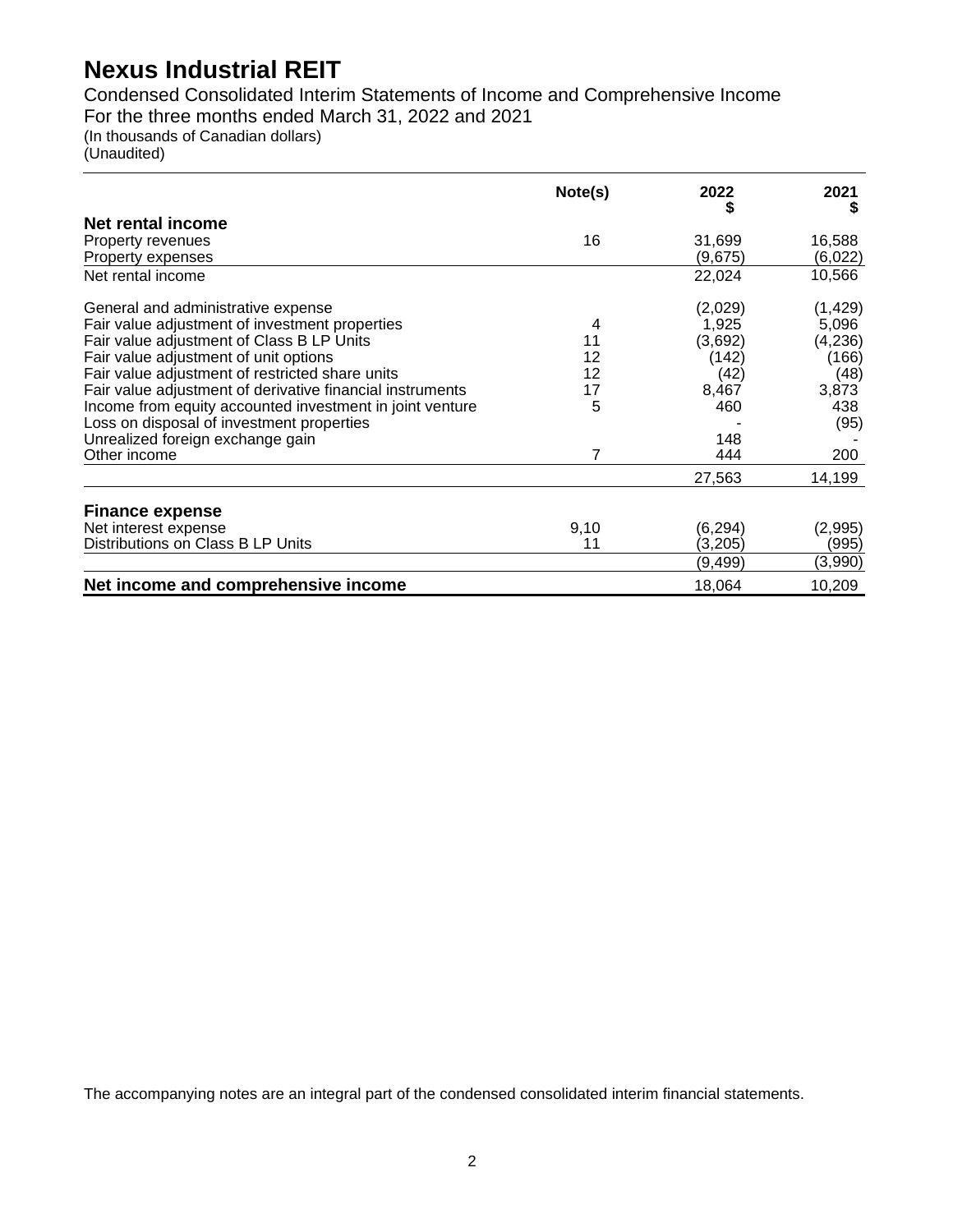# Nexus Industrial REIT

Condensed Consolidated Interim Statements of Income and Comprehensive Income
For the three months ended March 31, 2022 and 2021
(In thousands of Canadian dollars)
(Unaudited)

| | Note(s) | 2022<br>$ | 2021<br>$ |
|---|---|---|---|
| **Net rental income** | | | |
| Property revenues | 16 | 31,699 | 16,588 |
| Property expenses | | (9,675) | (6,022) |
| Net rental income | | 22,024 | 10,566 |
| | | | |
| General and administrative expense | | (2,029) | (1,429) |
| Fair value adjustment of investment properties | 4 | 1,925 | 5,096 |
| Fair value adjustment of Class B LP Units | 11 | (3,692) | (4,236) |
| Fair value adjustment of unit options | 12 | (142) | (166) |
| Fair value adjustment of restricted share units | 12 | (42) | (48) |
| Fair value adjustment of derivative financial instruments | 17 | 8,467 | 3,873 |
| Income from equity accounted investment in joint venture | 5 | 460 | 438 |
| Loss on disposal of investment properties | | - | (95) |
| Unrealized foreign exchange gain | | 148 | - |
| Other income | 7 | 444 | 200 |
| | | 27,563 | 14,199 |
| | | | |
| **Finance expense** | | | |
| Net interest expense | 9,10 | (6,294) | (2,995) |
| Distributions on Class B LP Units | 11 | (3,205) | (995) |
| | | (9,499) | (3,990) |
| **Net income and comprehensive income** | | 18,064 | 10,209 |

The accompanying notes are an integral part of the condensed consolidated interim financial statements.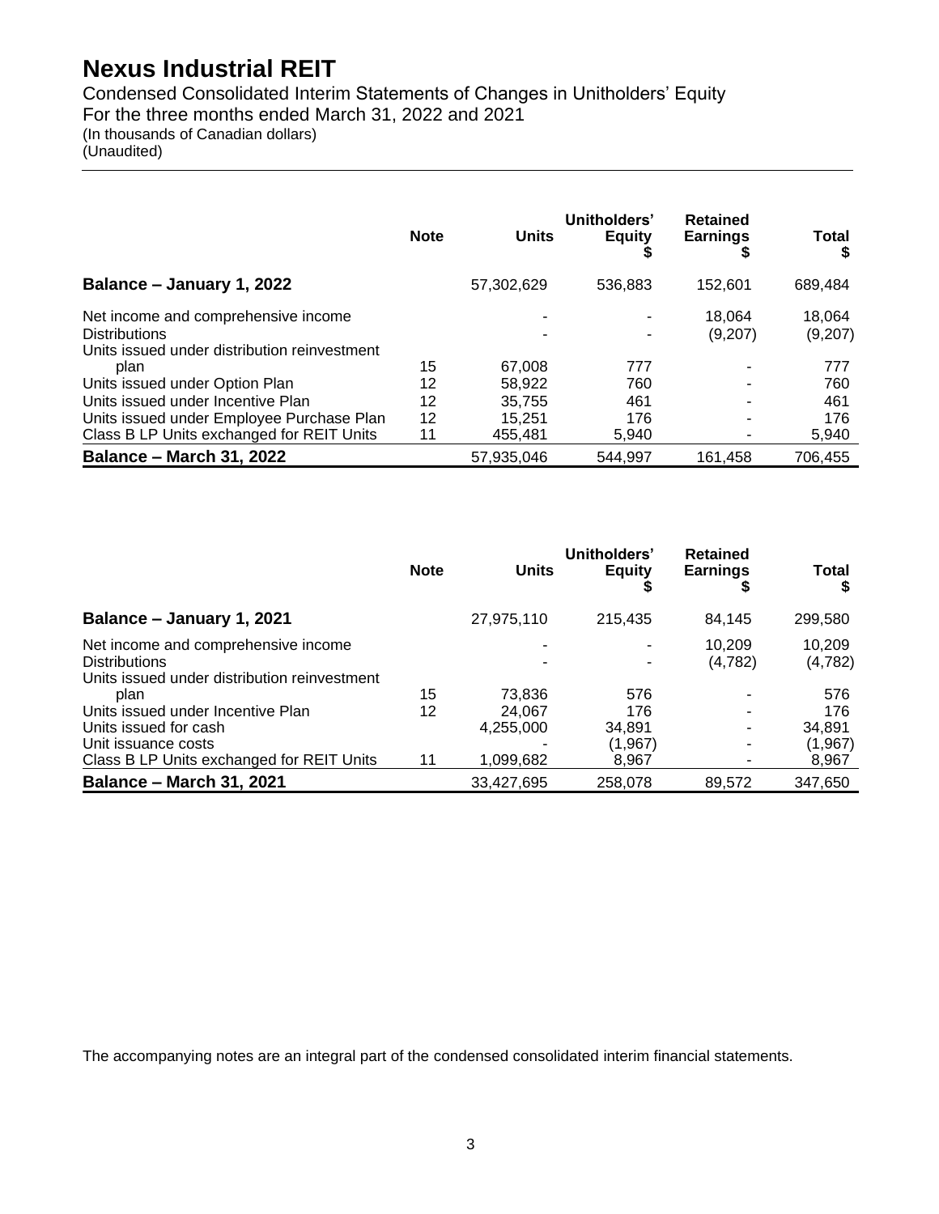# Nexus Industrial REIT

Condensed Consolidated Interim Statements of Changes in Unitholders' Equity
For the three months ended March 31, 2022 and 2021
(In thousands of Canadian dollars)
(Unaudited)

| | Note | Units | Unitholders' Equity $ | Retained Earnings $ | Total $ |
|---|---|---|---|---|---|
| **Balance – January 1, 2022** | | 57,302,629 | 536,883 | 152,601 | 689,484 |
| Net income and comprehensive income | | - | - | 18,064 | 18,064 |
| Distributions | | - | - | (9,207) | (9,207) |
| Units issued under distribution reinvestment plan | 15 | 67,008 | 777 | - | 777 |
| Units issued under Option Plan | 12 | 58,922 | 760 | - | 760 |
| Units issued under Incentive Plan | 12 | 35,755 | 461 | - | 461 |
| Units issued under Employee Purchase Plan | 12 | 15,251 | 176 | - | 176 |
| Class B LP Units exchanged for REIT Units | 11 | 455,481 | 5,940 | - | 5,940 |
| **Balance – March 31, 2022** | | 57,935,046 | 544,997 | 161,458 | 706,455 |

| | Note | Units | Unitholders' Equity $ | Retained Earnings $ | Total $ |
|---|---|---|---|---|---|
| **Balance – January 1, 2021** | | 27,975,110 | 215,435 | 84,145 | 299,580 |
| Net income and comprehensive income | | - | - | 10,209 | 10,209 |
| Distributions | | - | - | (4,782) | (4,782) |
| Units issued under distribution reinvestment plan | 15 | 73,836 | 576 | - | 576 |
| Units issued under Incentive Plan | 12 | 24,067 | 176 | - | 176 |
| Units issued for cash | | 4,255,000 | 34,891 | - | 34,891 |
| Unit issuance costs | | - | (1,967) | - | (1,967) |
| Class B LP Units exchanged for REIT Units | 11 | 1,099,682 | 8,967 | - | 8,967 |
| **Balance – March 31, 2021** | | 33,427,695 | 258,078 | 89,572 | 347,650 |

The accompanying notes are an integral part of the condensed consolidated interim financial statements.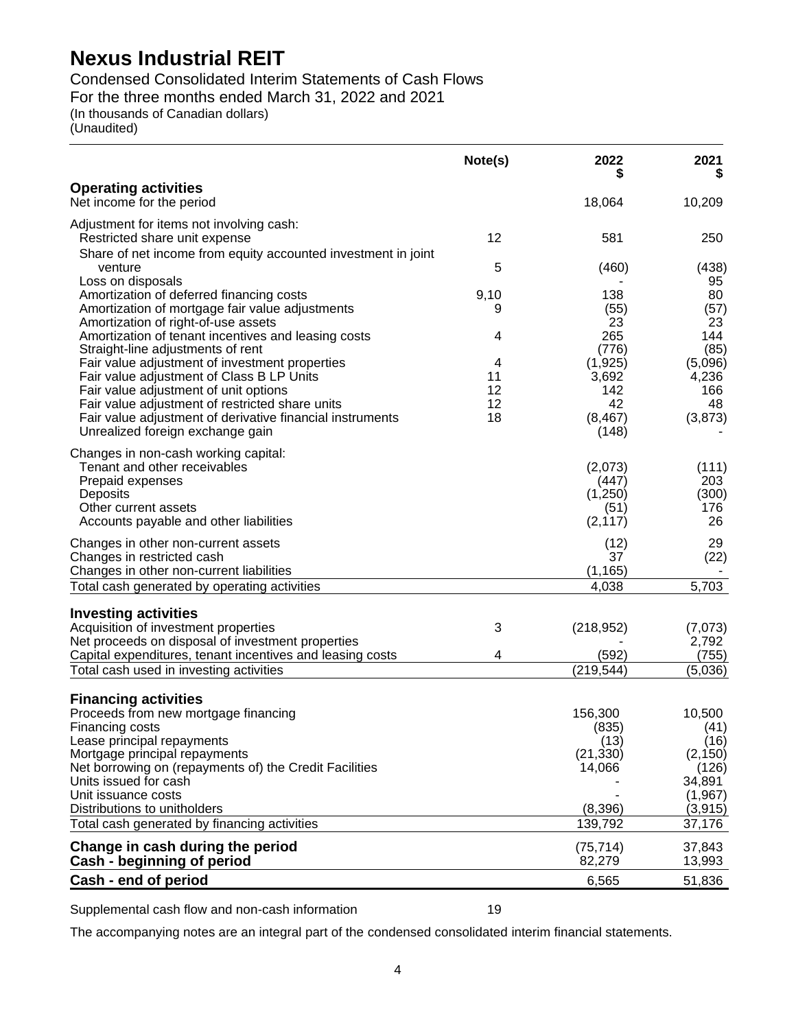# Nexus Industrial REIT

Condensed Consolidated Interim Statements of Cash Flows
For the three months ended March 31, 2022 and 2021
(In thousands of Canadian dollars)
(Unaudited)

| | Note(s) | 2022 $ | 2021 $ |
|---|---|---|---|
| **Operating activities** | | | |
| Net income for the period | | 18,064 | 10,209 |
| Adjustment for items not involving cash: | | | |
| Restricted share unit expense | 12 | 581 | 250 |
| Share of net income from equity accounted investment in joint venture | 5 | (460) | (438) |
| Loss on disposals | | - | 95 |
| Amortization of deferred financing costs | 9,10 | 138 | 80 |
| Amortization of mortgage fair value adjustments | 9 | (55) | (57) |
| Amortization of right-of-use assets | | 23 | 23 |
| Amortization of tenant incentives and leasing costs | 4 | 265 | 144 |
| Straight-line adjustments of rent | | (776) | (85) |
| Fair value adjustment of investment properties | 4 | (1,925) | (5,096) |
| Fair value adjustment of Class B LP Units | 11 | 3,692 | 4,236 |
| Fair value adjustment of unit options | 12 | 142 | 166 |
| Fair value adjustment of restricted share units | 12 | 42 | 48 |
| Fair value adjustment of derivative financial instruments | 18 | (8,467) | (3,873) |
| Unrealized foreign exchange gain | | (148) | - |
| Changes in non-cash working capital: | | | |
| Tenant and other receivables | | (2,073) | (111) |
| Prepaid expenses | | (447) | 203 |
| Deposits | | (1,250) | (300) |
| Other current assets | | (51) | 176 |
| Accounts payable and other liabilities | | (2,117) | 26 |
| Changes in other non-current assets | | (12) | 29 |
| Changes in restricted cash | | 37 | (22) |
| Changes in other non-current liabilities | | (1,165) | - |
| Total cash generated by operating activities | | 4,038 | 5,703 |
| **Investing activities** | | | |
| Acquisition of investment properties | 3 | (218,952) | (7,073) |
| Net proceeds on disposal of investment properties | | - | 2,792 |
| Capital expenditures, tenant incentives and leasing costs | 4 | (592) | (755) |
| Total cash used in investing activities | | (219,544) | (5,036) |
| **Financing activities** | | | |
| Proceeds from new mortgage financing | | 156,300 | 10,500 |
| Financing costs | | (835) | (41) |
| Lease principal repayments | | (13) | (16) |
| Mortgage principal repayments | | (21,330) | (2,150) |
| Net borrowing on (repayments of) the Credit Facilities | | 14,066 | (126) |
| Units issued for cash | | - | 34,891 |
| Unit issuance costs | | - | (1,967) |
| Distributions to unitholders | | (8,396) | (3,915) |
| Total cash generated by financing activities | | 139,792 | 37,176 |
| **Change in cash during the period** | | (75,714) | 37,843 |
| **Cash - beginning of period** | | 82,279 | 13,993 |
| **Cash - end of period** | | 6,565 | 51,836 |

Supplemental cash flow and non-cash information 19

The accompanying notes are an integral part of the condensed consolidated interim financial statements.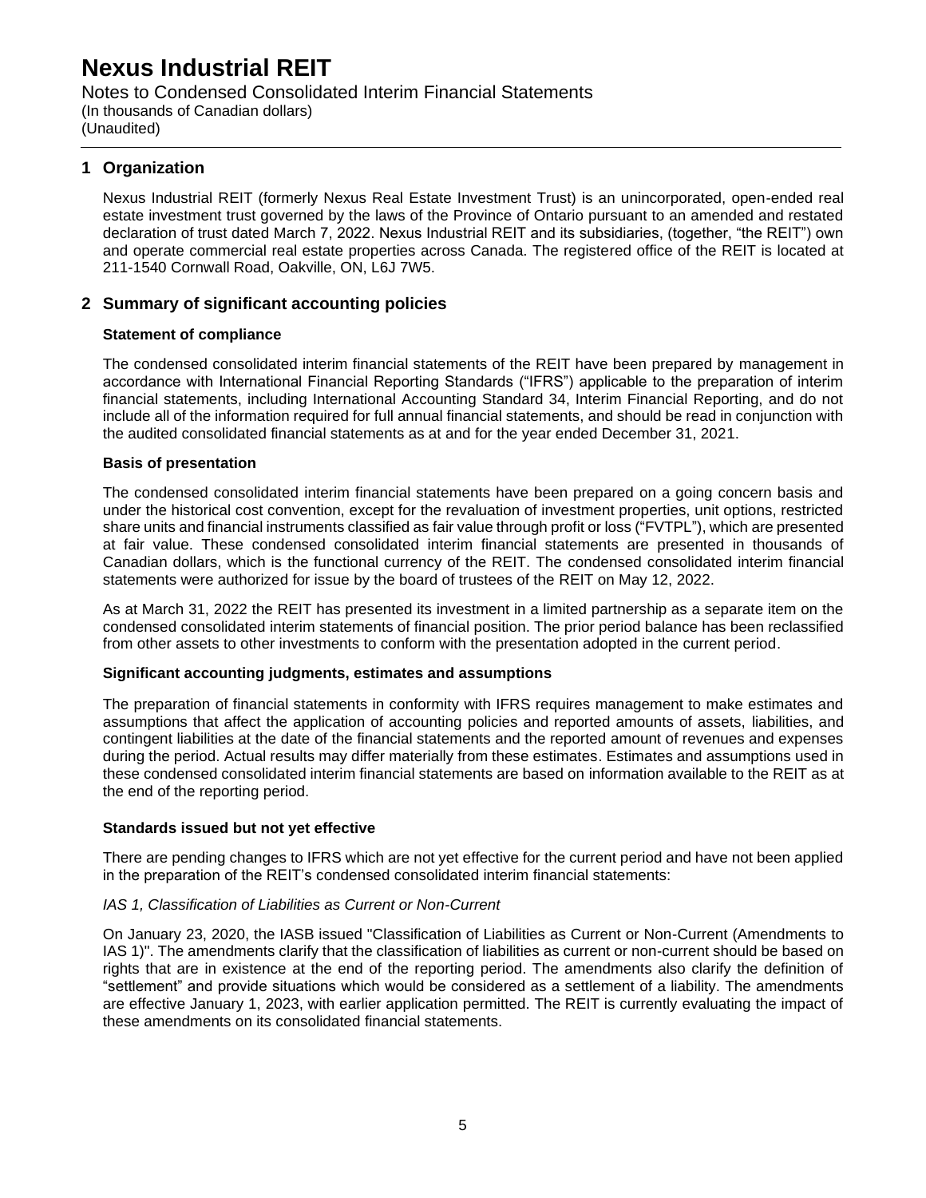# Nexus Industrial REIT

Notes to Condensed Consolidated Interim Financial Statements
(In thousands of Canadian dollars)
(Unaudited)

## 1 Organization

Nexus Industrial REIT (formerly Nexus Real Estate Investment Trust) is an unincorporated, open-ended real estate investment trust governed by the laws of the Province of Ontario pursuant to an amended and restated declaration of trust dated March 7, 2022. Nexus Industrial REIT and its subsidiaries, (together, "the REIT") own and operate commercial real estate properties across Canada. The registered office of the REIT is located at 211-1540 Cornwall Road, Oakville, ON, L6J 7W5.

## 2 Summary of significant accounting policies

**Statement of compliance**

The condensed consolidated interim financial statements of the REIT have been prepared by management in accordance with International Financial Reporting Standards ("IFRS") applicable to the preparation of interim financial statements, including International Accounting Standard 34, Interim Financial Reporting, and do not include all of the information required for full annual financial statements, and should be read in conjunction with the audited consolidated financial statements as at and for the year ended December 31, 2021.

**Basis of presentation**

The condensed consolidated interim financial statements have been prepared on a going concern basis and under the historical cost convention, except for the revaluation of investment properties, unit options, restricted share units and financial instruments classified as fair value through profit or loss ("FVTPL"), which are presented at fair value. These condensed consolidated interim financial statements are presented in thousands of Canadian dollars, which is the functional currency of the REIT. The condensed consolidated interim financial statements were authorized for issue by the board of trustees of the REIT on May 12, 2022.

As at March 31, 2022 the REIT has presented its investment in a limited partnership as a separate item on the condensed consolidated interim statements of financial position. The prior period balance has been reclassified from other assets to other investments to conform with the presentation adopted in the current period.

**Significant accounting judgments, estimates and assumptions**

The preparation of financial statements in conformity with IFRS requires management to make estimates and assumptions that affect the application of accounting policies and reported amounts of assets, liabilities, and contingent liabilities at the date of the financial statements and the reported amount of revenues and expenses during the period. Actual results may differ materially from these estimates. Estimates and assumptions used in these condensed consolidated interim financial statements are based on information available to the REIT as at the end of the reporting period.

**Standards issued but not yet effective**

There are pending changes to IFRS which are not yet effective for the current period and have not been applied in the preparation of the REIT's condensed consolidated interim financial statements:

*IAS 1, Classification of Liabilities as Current or Non-Current*

On January 23, 2020, the IASB issued "Classification of Liabilities as Current or Non-Current (Amendments to IAS 1)". The amendments clarify that the classification of liabilities as current or non-current should be based on rights that are in existence at the end of the reporting period. The amendments also clarify the definition of "settlement" and provide situations which would be considered as a settlement of a liability. The amendments are effective January 1, 2023, with earlier application permitted. The REIT is currently evaluating the impact of these amendments on its consolidated financial statements.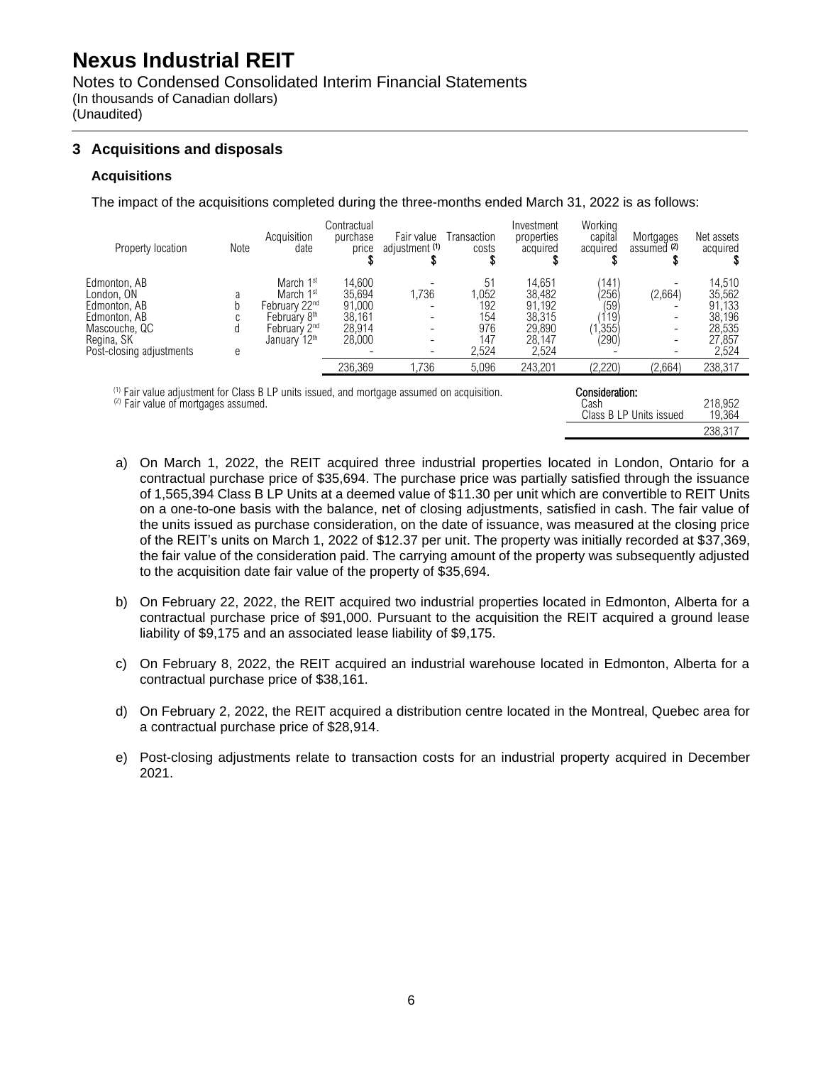# Nexus Industrial REIT

Notes to Condensed Consolidated Interim Financial Statements
(In thousands of Canadian dollars)
(Unaudited)

## 3 Acquisitions and disposals

### Acquisitions

The impact of the acquisitions completed during the three-months ended March 31, 2022 is as follows:

| Property location | Note | Acquisition date | Contractual purchase price $ | Fair value adjustment (1) $ | Transaction costs $ | Investment properties acquired $ | Working capital acquired $ | Mortgages assumed (2) $ | Net assets acquired $ |
|---|---|---|---|---|---|---|---|---|---|
| Edmonton, AB | | March 1st | 14,600 | - | 51 | 14,651 | (141) | - | 14,510 |
| London, ON | a | March 1st | 35,694 | 1,736 | 1,052 | 38,482 | (256) | (2,664) | 35,562 |
| Edmonton, AB | b | February 22nd | 91,000 | - | 192 | 91,192 | (59) | - | 91,133 |
| Edmonton, AB | c | February 8th | 38,161 | - | 154 | 38,315 | (119) | - | 38,196 |
| Mascouche, QC | d | February 2nd | 28,914 | - | 976 | 29,890 | (1,355) | - | 28,535 |
| Regina, SK | | January 12th | 28,000 | - | 147 | 28,147 | (290) | - | 27,857 |
| Post-closing adjustments | e | | - | - | 2,524 | 2,524 | - | - | 2,524 |
| | | | 236,369 | 1,736 | 5,096 | 243,201 | (2,220) | (2,664) | 238,317 |

(1) Fair value adjustment for Class B LP units issued, and mortgage assumed on acquisition.
(2) Fair value of mortgages assumed.

| Consideration: | |
|---|---|
| Cash | 218,952 |
| Class B LP Units issued | 19,364 |
| | 238,317 |

a) On March 1, 2022, the REIT acquired three industrial properties located in London, Ontario for a contractual purchase price of $35,694. The purchase price was partially satisfied through the issuance of 1,565,394 Class B LP Units at a deemed value of $11.30 per unit which are convertible to REIT Units on a one-to-one basis with the balance, net of closing adjustments, satisfied in cash. The fair value of the units issued as purchase consideration, on the date of issuance, was measured at the closing price of the REIT's units on March 1, 2022 of $12.37 per unit. The property was initially recorded at $37,369, the fair value of the consideration paid. The carrying amount of the property was subsequently adjusted to the acquisition date fair value of the property of $35,694.

b) On February 22, 2022, the REIT acquired two industrial properties located in Edmonton, Alberta for a contractual purchase price of $91,000. Pursuant to the acquisition the REIT acquired a ground lease liability of $9,175 and an associated lease liability of $9,175.

c) On February 8, 2022, the REIT acquired an industrial warehouse located in Edmonton, Alberta for a contractual purchase price of $38,161.

d) On February 2, 2022, the REIT acquired a distribution centre located in the Montreal, Quebec area for a contractual purchase price of $28,914.

e) Post-closing adjustments relate to transaction costs for an industrial property acquired in December 2021.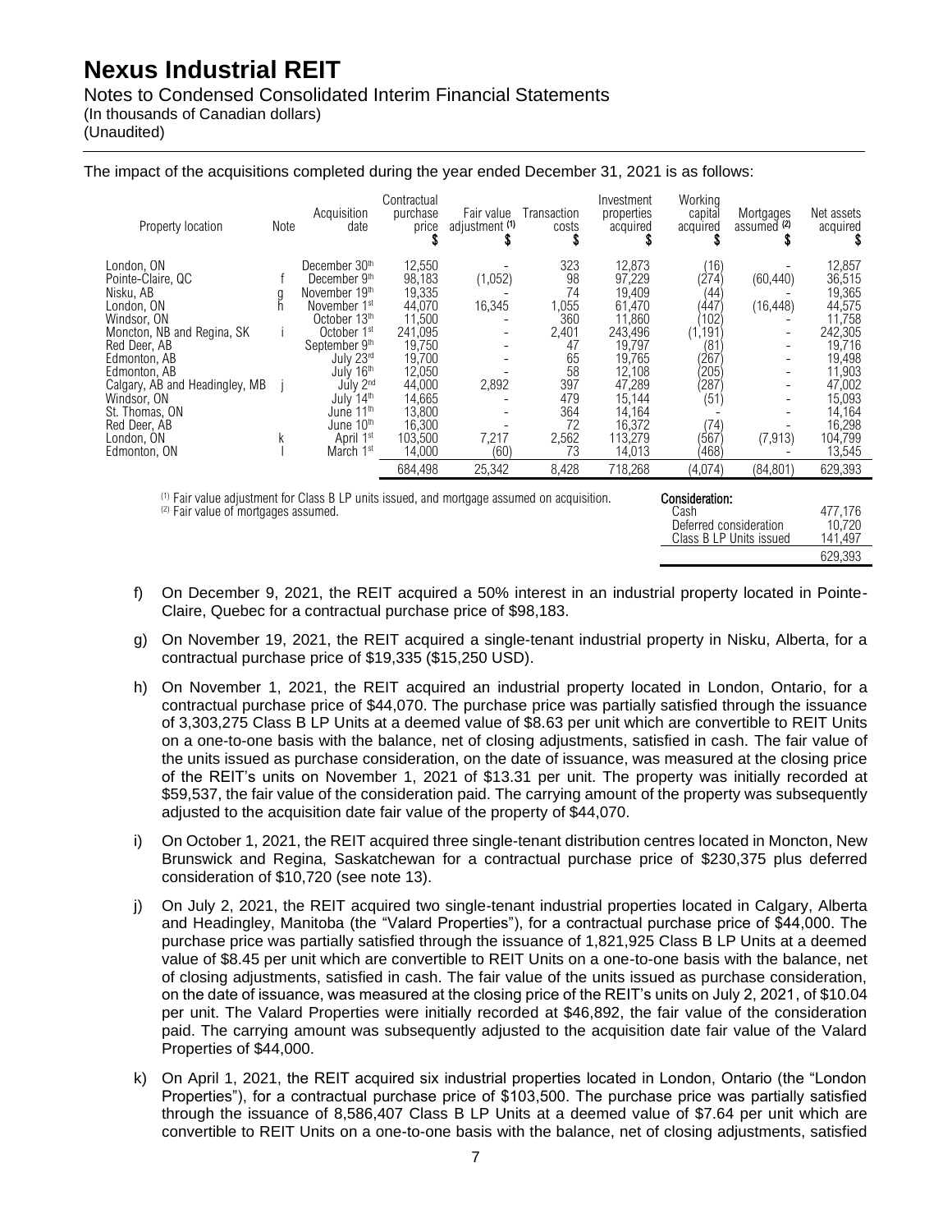The impact of the acquisitions completed during the year ended December 31, 2021 is as follows:

| Property location | Note | Acquisition date | Contractual purchase price $ | Fair value adjustment (1) $ | Transaction costs $ | Investment properties acquired $ | Working capital acquired $ | Mortgages assumed (2) $ | Net assets acquired $ |
|---|---|---|---|---|---|---|---|---|---|
| London, ON | | December 30th | 12,550 | - | 323 | 12,873 | (16) | - | 12,857 |
| Pointe-Claire, QC | f | December 9th | 98,183 | (1,052) | 98 | 97,229 | (274) | (60,440) | 36,515 |
| Nisku, AB | g | November 19th | 19,335 | - | 74 | 19,409 | (44) | - | 19,365 |
| London, ON | h | November 1st | 44,070 | 16,345 | 1,055 | 61,470 | (447) | (16,448) | 44,575 |
| Windsor, ON | | October 13th | 11,500 | - | 360 | 11,860 | (102) | - | 11,758 |
| Moncton, NB and Regina, SK | i | October 1st | 241,095 | - | 2,401 | 243,496 | (1,191) | - | 242,305 |
| Red Deer, AB | | September 9th | 19,750 | - | 47 | 19,797 | (81) | - | 19,716 |
| Edmonton, AB | | July 23rd | 19,700 | - | 65 | 19,765 | (267) | - | 19,498 |
| Edmonton, AB | | July 16th | 12,050 | - | 58 | 12,108 | (205) | - | 11,903 |
| Calgary, AB and Headingley, MB | j | July 2nd | 44,000 | 2,892 | 397 | 47,289 | (287) | - | 47,002 |
| Windsor, ON | | July 14th | 14,665 | - | 479 | 15,144 | (51) | - | 15,093 |
| St. Thomas, ON | | June 11th | 13,800 | - | 364 | 14,164 | - | - | 14,164 |
| Red Deer, AB | | June 10th | 16,300 | - | 72 | 16,372 | (74) | - | 16,298 |
| London, ON | k | April 1st | 103,500 | 7,217 | 2,562 | 113,279 | (567) | (7,913) | 104,799 |
| Edmonton, ON | l | March 1st | 14,000 | (60) | 73 | 14,013 | (468) | - | 13,545 |
| | | | 684,498 | 25,342 | 8,428 | 718,268 | (4,074) | (84,801) | 629,393 |

(1) Fair value adjustment for Class B LP units issued, and mortgage assumed on acquisition.
(2) Fair value of mortgages assumed.

| Consideration: | |
|---|---|
| Cash | 477,176 |
| Deferred consideration | 10,720 |
| Class B LP Units issued | 141,497 |
| | 629,393 |

f) On December 9, 2021, the REIT acquired a 50% interest in an industrial property located in Pointe-Claire, Quebec for a contractual purchase price of $98,183.

g) On November 19, 2021, the REIT acquired a single-tenant industrial property in Nisku, Alberta, for a contractual purchase price of $19,335 ($15,250 USD).

h) On November 1, 2021, the REIT acquired an industrial property located in London, Ontario, for a contractual purchase price of $44,070. The purchase price was partially satisfied through the issuance of 3,303,275 Class B LP Units at a deemed value of $8.63 per unit which are convertible to REIT Units on a one-to-one basis with the balance, net of closing adjustments, satisfied in cash. The fair value of the units issued as purchase consideration, on the date of issuance, was measured at the closing price of the REIT's units on November 1, 2021 of $13.31 per unit. The property was initially recorded at $59,537, the fair value of the consideration paid. The carrying amount of the property was subsequently adjusted to the acquisition date fair value of the property of $44,070.

i) On October 1, 2021, the REIT acquired three single-tenant distribution centres located in Moncton, New Brunswick and Regina, Saskatchewan for a contractual purchase price of $230,375 plus deferred consideration of $10,720 (see note 13).

j) On July 2, 2021, the REIT acquired two single-tenant industrial properties located in Calgary, Alberta and Headingley, Manitoba (the "Valard Properties"), for a contractual purchase price of $44,000. The purchase price was partially satisfied through the issuance of 1,821,925 Class B LP Units at a deemed value of $8.45 per unit which are convertible to REIT Units on a one-to-one basis with the balance, net of closing adjustments, satisfied in cash. The fair value of the units issued as purchase consideration, on the date of issuance, was measured at the closing price of the REIT's units on July 2, 2021, of $10.04 per unit. The Valard Properties were initially recorded at $46,892, the fair value of the consideration paid. The carrying amount was subsequently adjusted to the acquisition date fair value of the Valard Properties of $44,000.

k) On April 1, 2021, the REIT acquired six industrial properties located in London, Ontario (the "London Properties"), for a contractual purchase price of $103,500. The purchase price was partially satisfied through the issuance of 8,586,407 Class B LP Units at a deemed value of $7.64 per unit which are convertible to REIT Units on a one-to-one basis with the balance, net of closing adjustments, satisfied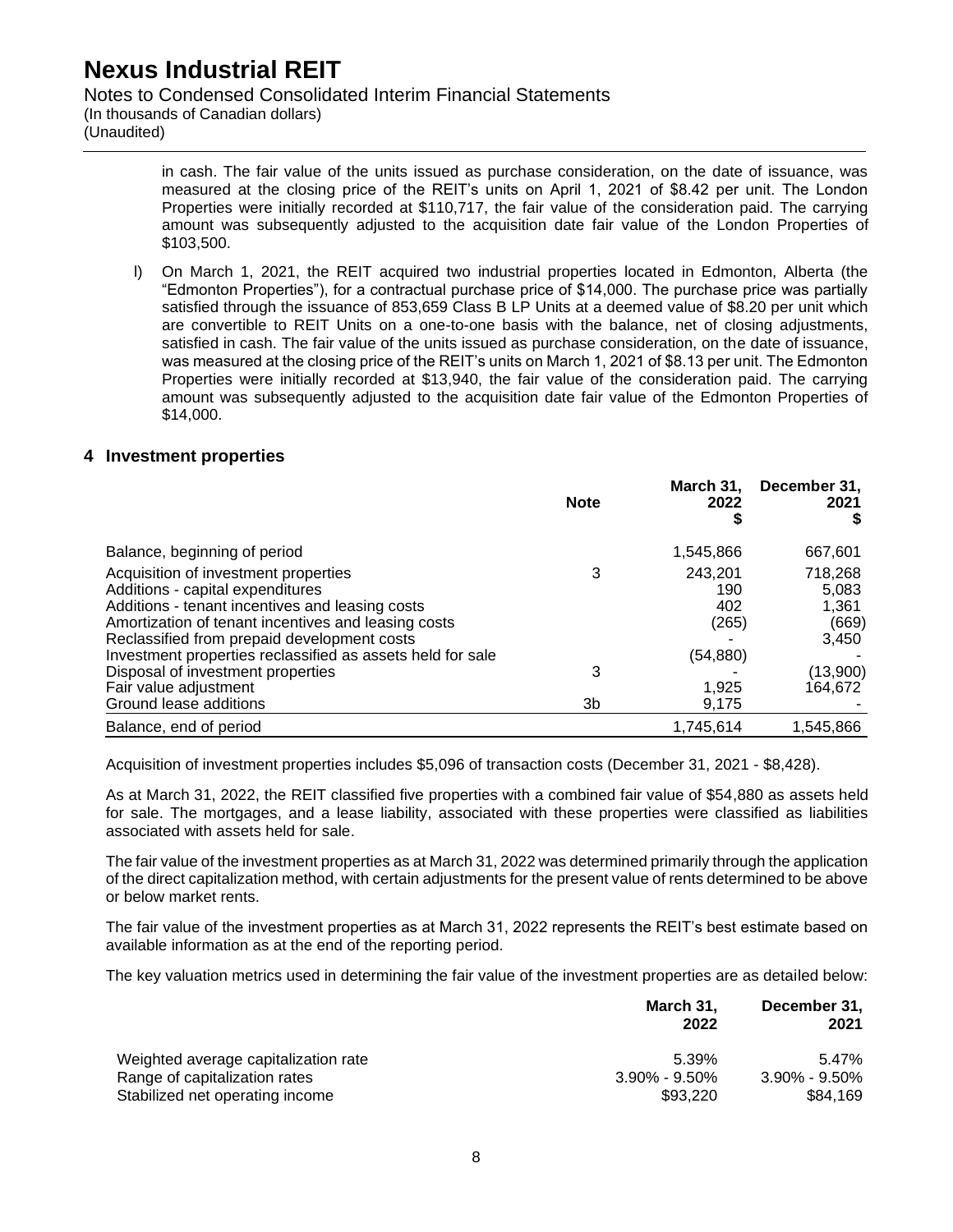in cash. The fair value of the units issued as purchase consideration, on the date of issuance, was measured at the closing price of the REIT's units on April 1, 2021 of $8.42 per unit. The London Properties were initially recorded at $110,717, the fair value of the consideration paid. The carrying amount was subsequently adjusted to the acquisition date fair value of the London Properties of $103,500.

l) On March 1, 2021, the REIT acquired two industrial properties located in Edmonton, Alberta (the "Edmonton Properties"), for a contractual purchase price of $14,000. The purchase price was partially satisfied through the issuance of 853,659 Class B LP Units at a deemed value of $8.20 per unit which are convertible to REIT Units on a one-to-one basis with the balance, net of closing adjustments, satisfied in cash. The fair value of the units issued as purchase consideration, on the date of issuance, was measured at the closing price of the REIT's units on March 1, 2021 of $8.13 per unit. The Edmonton Properties were initially recorded at $13,940, the fair value of the consideration paid. The carrying amount was subsequently adjusted to the acquisition date fair value of the Edmonton Properties of $14,000.

## 4 Investment properties

| | Note | March 31, 2022 $ | December 31, 2021 $ |
|---|---|---|---|
| Balance, beginning of period | | 1,545,866 | 667,601 |
| Acquisition of investment properties | 3 | 243,201 | 718,268 |
| Additions - capital expenditures | | 190 | 5,083 |
| Additions - tenant incentives and leasing costs | | 402 | 1,361 |
| Amortization of tenant incentives and leasing costs | | (265) | (669) |
| Reclassified from prepaid development costs | | - | 3,450 |
| Investment properties reclassified as assets held for sale | | (54,880) | - |
| Disposal of investment properties | 3 | - | (13,900) |
| Fair value adjustment | | 1,925 | 164,672 |
| Ground lease additions | 3b | 9,175 | - |
| Balance, end of period | | 1,745,614 | 1,545,866 |

Acquisition of investment properties includes $5,096 of transaction costs (December 31, 2021 - $8,428).

As at March 31, 2022, the REIT classified five properties with a combined fair value of $54,880 as assets held for sale. The mortgages, and a lease liability, associated with these properties were classified as liabilities associated with assets held for sale.

The fair value of the investment properties as at March 31, 2022 was determined primarily through the application of the direct capitalization method, with certain adjustments for the present value of rents determined to be above or below market rents.

The fair value of the investment properties as at March 31, 2022 represents the REIT's best estimate based on available information as at the end of the reporting period.

The key valuation metrics used in determining the fair value of the investment properties are as detailed below:

| | March 31, 2022 | December 31, 2021 |
|---|---|---|
| Weighted average capitalization rate | 5.39% | 5.47% |
| Range of capitalization rates | 3.90% - 9.50% | 3.90% - 9.50% |
| Stabilized net operating income | $93,220 | $84,169 |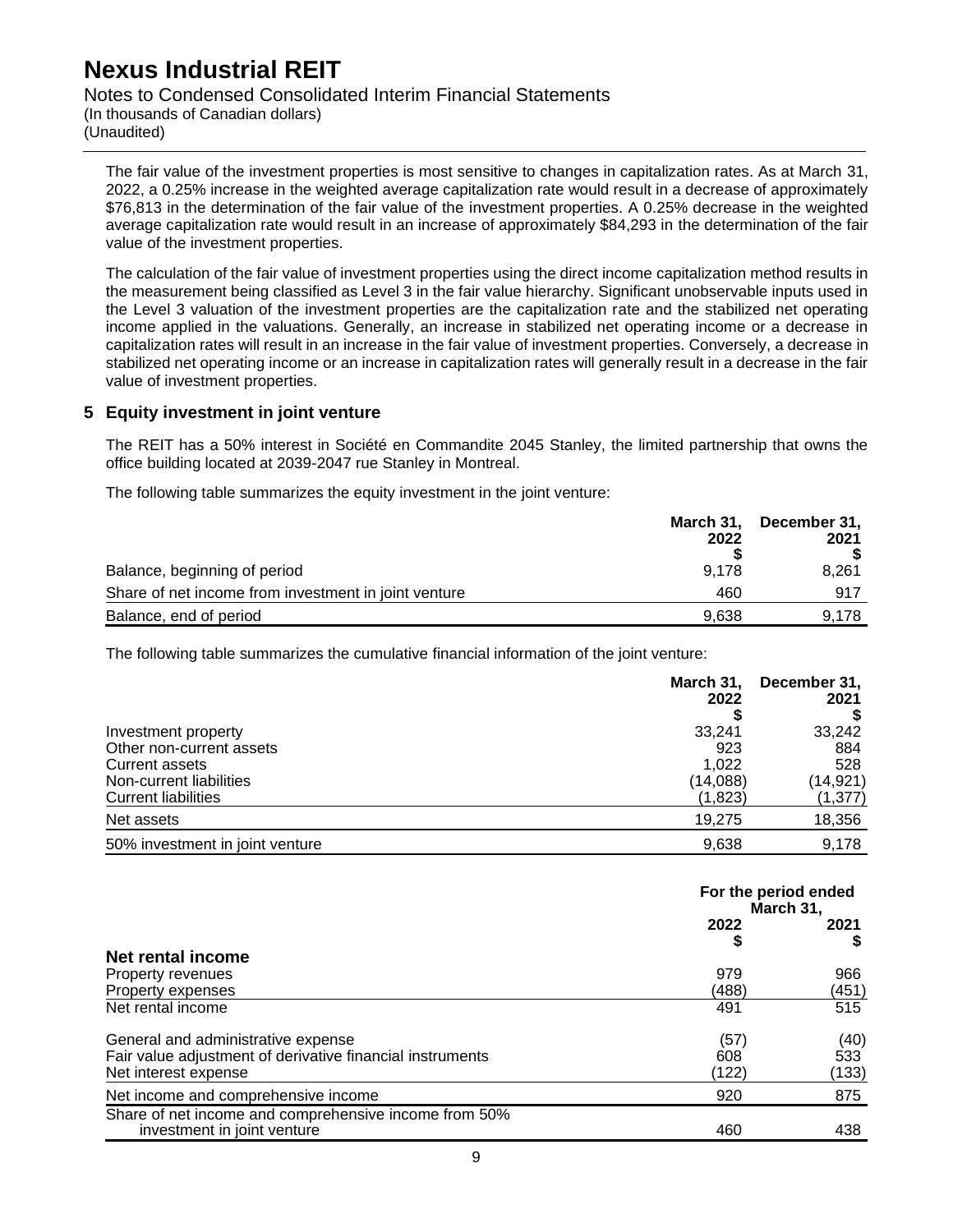The fair value of the investment properties is most sensitive to changes in capitalization rates. As at March 31, 2022, a 0.25% increase in the weighted average capitalization rate would result in a decrease of approximately $76,813 in the determination of the fair value of the investment properties. A 0.25% decrease in the weighted average capitalization rate would result in an increase of approximately $84,293 in the determination of the fair value of the investment properties.

The calculation of the fair value of investment properties using the direct income capitalization method results in the measurement being classified as Level 3 in the fair value hierarchy. Significant unobservable inputs used in the Level 3 valuation of the investment properties are the capitalization rate and the stabilized net operating income applied in the valuations. Generally, an increase in stabilized net operating income or a decrease in capitalization rates will result in an increase in the fair value of investment properties. Conversely, a decrease in stabilized net operating income or an increase in capitalization rates will generally result in a decrease in the fair value of investment properties.

## 5 Equity investment in joint venture

The REIT has a 50% interest in Société en Commandite 2045 Stanley, the limited partnership that owns the office building located at 2039-2047 rue Stanley in Montreal.

The following table summarizes the equity investment in the joint venture:

| | March 31, 2022 $ | December 31, 2021 $ |
|---|---|---|
| Balance, beginning of period | 9,178 | 8,261 |
| Share of net income from investment in joint venture | 460 | 917 |
| Balance, end of period | 9,638 | 9,178 |

The following table summarizes the cumulative financial information of the joint venture:

| | March 31, 2022 $ | December 31, 2021 $ |
|---|---|---|
| Investment property | 33,241 | 33,242 |
| Other non-current assets | 923 | 884 |
| Current assets | 1,022 | 528 |
| Non-current liabilities | (14,088) | (14,921) |
| Current liabilities | (1,823) | (1,377) |
| Net assets | 19,275 | 18,356 |
| 50% investment in joint venture | 9,638 | 9,178 |

| | For the period ended March 31, | |
|---|---|---|
| | 2022 $ | 2021 $ |
| **Net rental income** | | |
| Property revenues | 979 | 966 |
| Property expenses | (488) | (451) |
| Net rental income | 491 | 515 |
| General and administrative expense | (57) | (40) |
| Fair value adjustment of derivative financial instruments | 608 | 533 |
| Net interest expense | (122) | (133) |
| Net income and comprehensive income | 920 | 875 |
| Share of net income and comprehensive income from 50% investment in joint venture | 460 | 438 |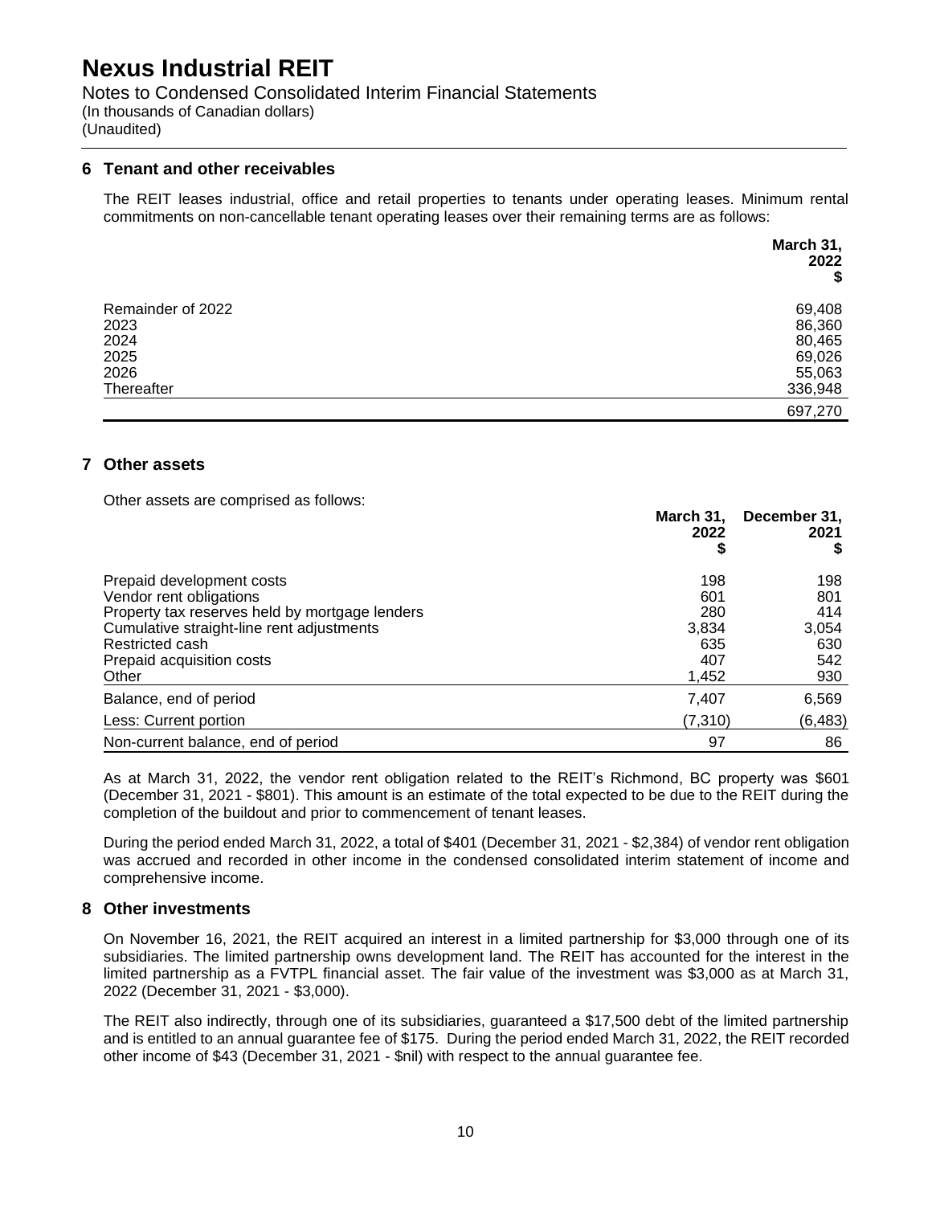# Nexus Industrial REIT

Notes to Condensed Consolidated Interim Financial Statements
(In thousands of Canadian dollars)
(Unaudited)

## 6 Tenant and other receivables

The REIT leases industrial, office and retail properties to tenants under operating leases. Minimum rental commitments on non-cancellable tenant operating leases over their remaining terms are as follows:

| | March 31, 2022 $ |
|---|---|
| Remainder of 2022 | 69,408 |
| 2023 | 86,360 |
| 2024 | 80,465 |
| 2025 | 69,026 |
| 2026 | 55,063 |
| Thereafter | 336,948 |
| | 697,270 |

## 7 Other assets

Other assets are comprised as follows:

| | March 31, 2022 $ | December 31, 2021 $ |
|---|---|---|
| Prepaid development costs | 198 | 198 |
| Vendor rent obligations | 601 | 801 |
| Property tax reserves held by mortgage lenders | 280 | 414 |
| Cumulative straight-line rent adjustments | 3,834 | 3,054 |
| Restricted cash | 635 | 630 |
| Prepaid acquisition costs | 407 | 542 |
| Other | 1,452 | 930 |
| Balance, end of period | 7,407 | 6,569 |
| Less: Current portion | (7,310) | (6,483) |
| Non-current balance, end of period | 97 | 86 |

As at March 31, 2022, the vendor rent obligation related to the REIT's Richmond, BC property was $601 (December 31, 2021 - $801). This amount is an estimate of the total expected to be due to the REIT during the completion of the buildout and prior to commencement of tenant leases.

During the period ended March 31, 2022, a total of $401 (December 31, 2021 - $2,384) of vendor rent obligation was accrued and recorded in other income in the condensed consolidated interim statement of income and comprehensive income.

## 8 Other investments

On November 16, 2021, the REIT acquired an interest in a limited partnership for $3,000 through one of its subsidiaries. The limited partnership owns development land. The REIT has accounted for the interest in the limited partnership as a FVTPL financial asset. The fair value of the investment was $3,000 as at March 31, 2022 (December 31, 2021 - $3,000).

The REIT also indirectly, through one of its subsidiaries, guaranteed a $17,500 debt of the limited partnership and is entitled to an annual guarantee fee of $175. During the period ended March 31, 2022, the REIT recorded other income of $43 (December 31, 2021 - $nil) with respect to the annual guarantee fee.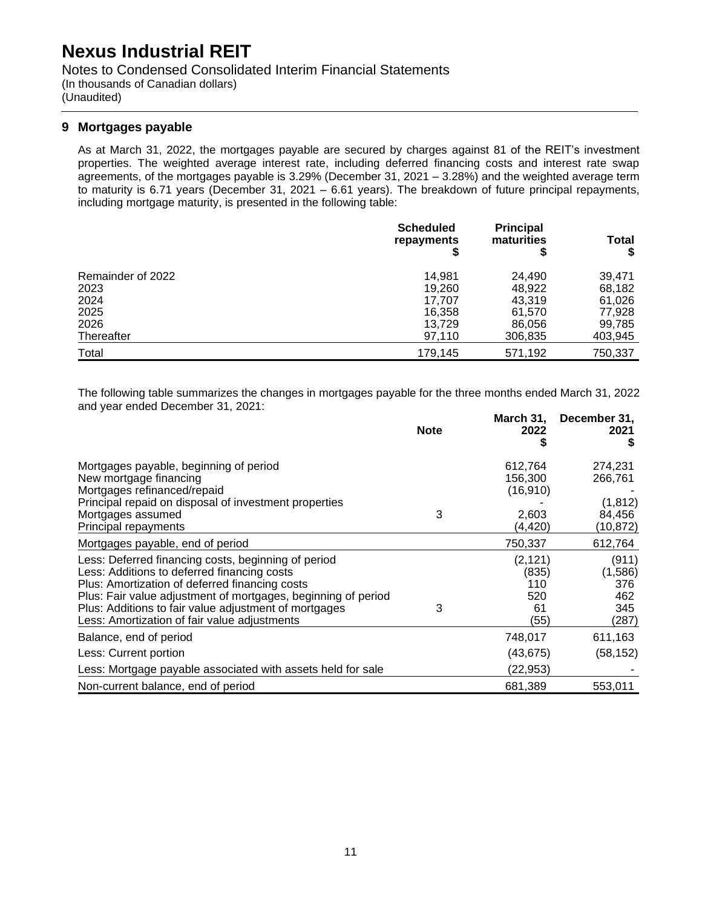# Nexus Industrial REIT

Notes to Condensed Consolidated Interim Financial Statements
(In thousands of Canadian dollars)
(Unaudited)

## 9 Mortgages payable

As at March 31, 2022, the mortgages payable are secured by charges against 81 of the REIT's investment properties. The weighted average interest rate, including deferred financing costs and interest rate swap agreements, of the mortgages payable is 3.29% (December 31, 2021 – 3.28%) and the weighted average term to maturity is 6.71 years (December 31, 2021 – 6.61 years). The breakdown of future principal repayments, including mortgage maturity, is presented in the following table:

| | Scheduled repayments $ | Principal maturities $ | Total $ |
|---|---|---|---|
| Remainder of 2022 | 14,981 | 24,490 | 39,471 |
| 2023 | 19,260 | 48,922 | 68,182 |
| 2024 | 17,707 | 43,319 | 61,026 |
| 2025 | 16,358 | 61,570 | 77,928 |
| 2026 | 13,729 | 86,056 | 99,785 |
| Thereafter | 97,110 | 306,835 | 403,945 |
| Total | 179,145 | 571,192 | 750,337 |

The following table summarizes the changes in mortgages payable for the three months ended March 31, 2022 and year ended December 31, 2021:

| | Note | March 31, 2022 $ | December 31, 2021 $ |
|---|---|---|---|
| Mortgages payable, beginning of period | | 612,764 | 274,231 |
| New mortgage financing | | 156,300 | 266,761 |
| Mortgages refinanced/repaid | | (16,910) | - |
| Principal repaid on disposal of investment properties | | - | (1,812) |
| Mortgages assumed | 3 | 2,603 | 84,456 |
| Principal repayments | | (4,420) | (10,872) |
| Mortgages payable, end of period | | 750,337 | 612,764 |
| Less: Deferred financing costs, beginning of period | | (2,121) | (911) |
| Less: Additions to deferred financing costs | | (835) | (1,586) |
| Plus: Amortization of deferred financing costs | | 110 | 376 |
| Plus: Fair value adjustment of mortgages, beginning of period | | 520 | 462 |
| Plus: Additions to fair value adjustment of mortgages | 3 | 61 | 345 |
| Less: Amortization of fair value adjustments | | (55) | (287) |
| Balance, end of period | | 748,017 | 611,163 |
| Less: Current portion | | (43,675) | (58,152) |
| Less: Mortgage payable associated with assets held for sale | | (22,953) | - |
| Non-current balance, end of period | | 681,389 | 553,011 |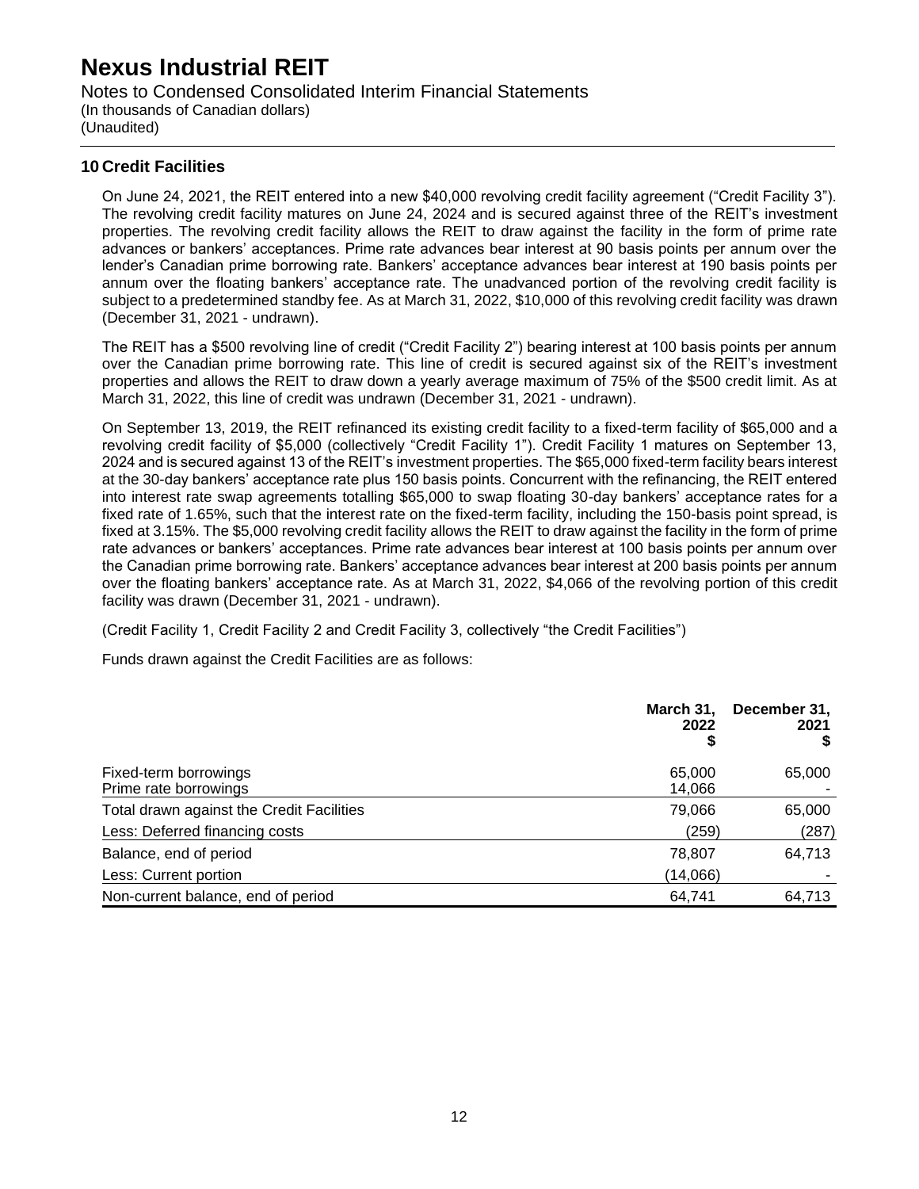# Nexus Industrial REIT

Notes to Condensed Consolidated Interim Financial Statements
(In thousands of Canadian dollars)
(Unaudited)

## 10 Credit Facilities

On June 24, 2021, the REIT entered into a new $40,000 revolving credit facility agreement ("Credit Facility 3"). The revolving credit facility matures on June 24, 2024 and is secured against three of the REIT's investment properties. The revolving credit facility allows the REIT to draw against the facility in the form of prime rate advances or bankers' acceptances. Prime rate advances bear interest at 90 basis points per annum over the lender's Canadian prime borrowing rate. Bankers' acceptance advances bear interest at 190 basis points per annum over the floating bankers' acceptance rate. The unadvanced portion of the revolving credit facility is subject to a predetermined standby fee. As at March 31, 2022, $10,000 of this revolving credit facility was drawn (December 31, 2021 - undrawn).

The REIT has a $500 revolving line of credit ("Credit Facility 2") bearing interest at 100 basis points per annum over the Canadian prime borrowing rate. This line of credit is secured against six of the REIT's investment properties and allows the REIT to draw down a yearly average maximum of 75% of the $500 credit limit. As at March 31, 2022, this line of credit was undrawn (December 31, 2021 - undrawn).

On September 13, 2019, the REIT refinanced its existing credit facility to a fixed-term facility of $65,000 and a revolving credit facility of $5,000 (collectively "Credit Facility 1"). Credit Facility 1 matures on September 13, 2024 and is secured against 13 of the REIT's investment properties. The $65,000 fixed-term facility bears interest at the 30-day bankers' acceptance rate plus 150 basis points. Concurrent with the refinancing, the REIT entered into interest rate swap agreements totalling $65,000 to swap floating 30-day bankers' acceptance rates for a fixed rate of 1.65%, such that the interest rate on the fixed-term facility, including the 150-basis point spread, is fixed at 3.15%. The $5,000 revolving credit facility allows the REIT to draw against the facility in the form of prime rate advances or bankers' acceptances. Prime rate advances bear interest at 100 basis points per annum over the Canadian prime borrowing rate. Bankers' acceptance advances bear interest at 200 basis points per annum over the floating bankers' acceptance rate. As at March 31, 2022, $4,066 of the revolving portion of this credit facility was drawn (December 31, 2021 - undrawn).

(Credit Facility 1, Credit Facility 2 and Credit Facility 3, collectively "the Credit Facilities")

Funds drawn against the Credit Facilities are as follows:

| | March 31, 2022 $ | December 31, 2021 $ |
|---|---|---|
| Fixed-term borrowings | 65,000 | 65,000 |
| Prime rate borrowings | 14,066 | - |
| Total drawn against the Credit Facilities | 79,066 | 65,000 |
| Less: Deferred financing costs | (259) | (287) |
| Balance, end of period | 78,807 | 64,713 |
| Less: Current portion | (14,066) | - |
| Non-current balance, end of period | 64,741 | 64,713 |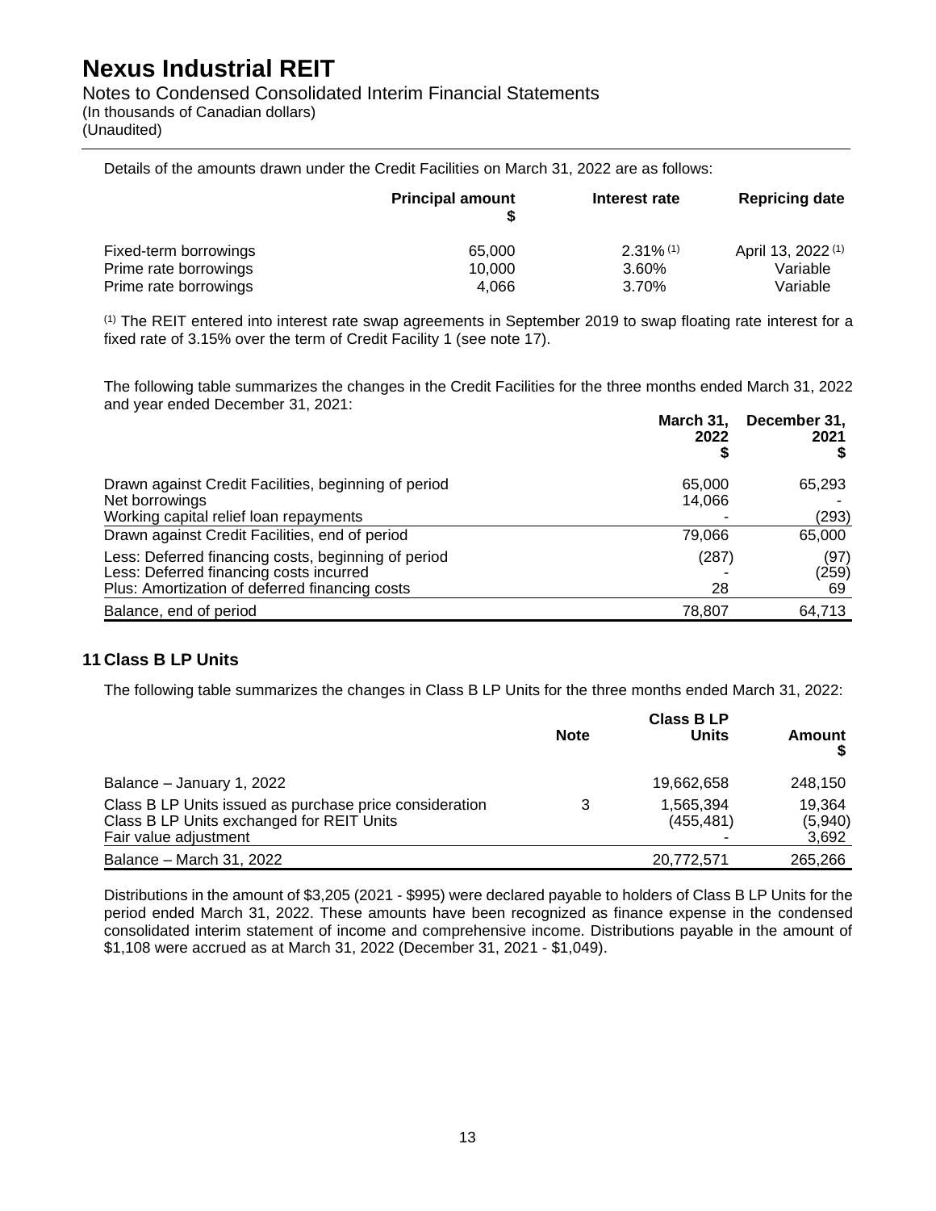Details of the amounts drawn under the Credit Facilities on March 31, 2022 are as follows:

| | Principal amount $ | Interest rate | Repricing date |
|---|---|---|---|
| Fixed-term borrowings | 65,000 | 2.31% (1) | April 13, 2022 (1) |
| Prime rate borrowings | 10,000 | 3.60% | Variable |
| Prime rate borrowings | 4,066 | 3.70% | Variable |

(1) The REIT entered into interest rate swap agreements in September 2019 to swap floating rate interest for a fixed rate of 3.15% over the term of Credit Facility 1 (see note 17).

The following table summarizes the changes in the Credit Facilities for the three months ended March 31, 2022 and year ended December 31, 2021:

| | March 31, 2022 $ | December 31, 2021 $ |
|---|---|---|
| Drawn against Credit Facilities, beginning of period | 65,000 | 65,293 |
| Net borrowings | 14,066 | - |
| Working capital relief loan repayments | - | (293) |
| Drawn against Credit Facilities, end of period | 79,066 | 65,000 |
| Less: Deferred financing costs, beginning of period | (287) | (97) |
| Less: Deferred financing costs incurred | - | (259) |
| Plus: Amortization of deferred financing costs | 28 | 69 |
| Balance, end of period | 78,807 | 64,713 |

## 11 Class B LP Units

The following table summarizes the changes in Class B LP Units for the three months ended March 31, 2022:

| | Note | Class B LP Units | Amount $ |
|---|---|---|---|
| Balance – January 1, 2022 | | 19,662,658 | 248,150 |
| Class B LP Units issued as purchase price consideration | 3 | 1,565,394 | 19,364 |
| Class B LP Units exchanged for REIT Units | | (455,481) | (5,940) |
| Fair value adjustment | | - | 3,692 |
| Balance – March 31, 2022 | | 20,772,571 | 265,266 |

Distributions in the amount of $3,205 (2021 - $995) were declared payable to holders of Class B LP Units for the period ended March 31, 2022. These amounts have been recognized as finance expense in the condensed consolidated interim statement of income and comprehensive income. Distributions payable in the amount of $1,108 were accrued as at March 31, 2022 (December 31, 2021 - $1,049).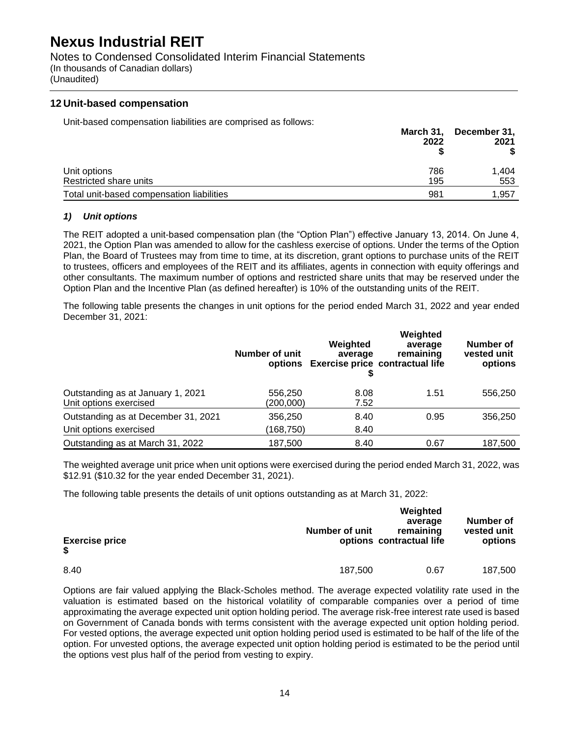# Nexus Industrial REIT

Notes to Condensed Consolidated Interim Financial Statements
(In thousands of Canadian dollars)
(Unaudited)

## 12 Unit-based compensation

Unit-based compensation liabilities are comprised as follows:

| | March 31, 2022 $ | December 31, 2021 $ |
|---|---|---|
| Unit options | 786 | 1,404 |
| Restricted share units | 195 | 553 |
| Total unit-based compensation liabilities | 981 | 1,957 |

### *1) Unit options*

The REIT adopted a unit-based compensation plan (the "Option Plan") effective January 13, 2014. On June 4, 2021, the Option Plan was amended to allow for the cashless exercise of options. Under the terms of the Option Plan, the Board of Trustees may from time to time, at its discretion, grant options to purchase units of the REIT to trustees, officers and employees of the REIT and its affiliates, agents in connection with equity offerings and other consultants. The maximum number of options and restricted share units that may be reserved under the Option Plan and the Incentive Plan (as defined hereafter) is 10% of the outstanding units of the REIT.

The following table presents the changes in unit options for the period ended March 31, 2022 and year ended December 31, 2021:

| | Number of unit options | Weighted average Exercise price $ | Weighted average remaining contractual life | Number of vested unit options |
|---|---|---|---|---|
| Outstanding as at January 1, 2021 | 556,250 | 8.08 | 1.51 | 556,250 |
| Unit options exercised | (200,000) | 7.52 | | |
| Outstanding as at December 31, 2021 | 356,250 | 8.40 | 0.95 | 356,250 |
| Unit options exercised | (168,750) | 8.40 | | |
| Outstanding as at March 31, 2022 | 187,500 | 8.40 | 0.67 | 187,500 |

The weighted average unit price when unit options were exercised during the period ended March 31, 2022, was $12.91 ($10.32 for the year ended December 31, 2021).

The following table presents the details of unit options outstanding as at March 31, 2022:

| Exercise price $ | Number of unit options | Weighted average remaining contractual life | Number of vested unit options |
|---|---|---|---|
| 8.40 | 187,500 | 0.67 | 187,500 |

Options are fair valued applying the Black-Scholes method. The average expected volatility rate used in the valuation is estimated based on the historical volatility of comparable companies over a period of time approximating the average expected unit option holding period. The average risk-free interest rate used is based on Government of Canada bonds with terms consistent with the average expected unit option holding period. For vested options, the average expected unit option holding period used is estimated to be half of the life of the option. For unvested options, the average expected unit option holding period is estimated to be the period until the options vest plus half of the period from vesting to expiry.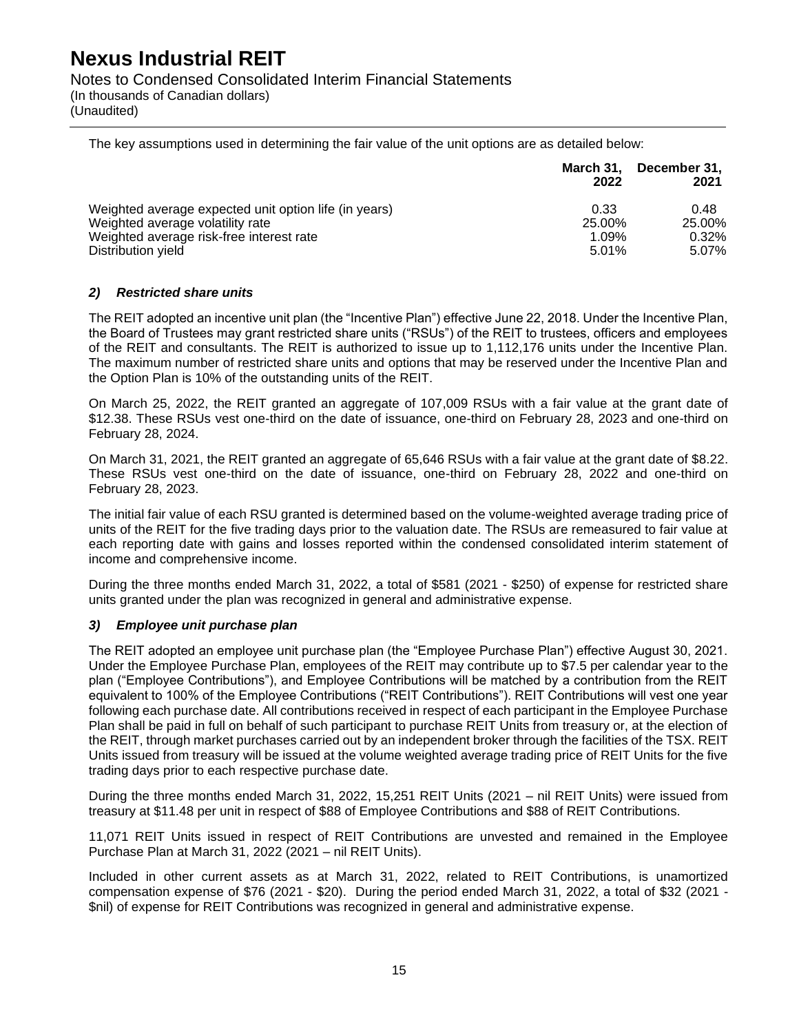The key assumptions used in determining the fair value of the unit options are as detailed below:

| | March 31, 2022 | December 31, 2021 |
|---|---|---|
| Weighted average expected unit option life (in years) | 0.33 | 0.48 |
| Weighted average volatility rate | 25.00% | 25.00% |
| Weighted average risk-free interest rate | 1.09% | 0.32% |
| Distribution yield | 5.01% | 5.07% |

### *2) Restricted share units*

The REIT adopted an incentive unit plan (the "Incentive Plan") effective June 22, 2018. Under the Incentive Plan, the Board of Trustees may grant restricted share units ("RSUs") of the REIT to trustees, officers and employees of the REIT and consultants. The REIT is authorized to issue up to 1,112,176 units under the Incentive Plan. The maximum number of restricted share units and options that may be reserved under the Incentive Plan and the Option Plan is 10% of the outstanding units of the REIT.

On March 25, 2022, the REIT granted an aggregate of 107,009 RSUs with a fair value at the grant date of $12.38. These RSUs vest one-third on the date of issuance, one-third on February 28, 2023 and one-third on February 28, 2024.

On March 31, 2021, the REIT granted an aggregate of 65,646 RSUs with a fair value at the grant date of $8.22. These RSUs vest one-third on the date of issuance, one-third on February 28, 2022 and one-third on February 28, 2023.

The initial fair value of each RSU granted is determined based on the volume-weighted average trading price of units of the REIT for the five trading days prior to the valuation date. The RSUs are remeasured to fair value at each reporting date with gains and losses reported within the condensed consolidated interim statement of income and comprehensive income.

During the three months ended March 31, 2022, a total of $581 (2021 - $250) of expense for restricted share units granted under the plan was recognized in general and administrative expense.

### *3) Employee unit purchase plan*

The REIT adopted an employee unit purchase plan (the "Employee Purchase Plan") effective August 30, 2021. Under the Employee Purchase Plan, employees of the REIT may contribute up to $7.5 per calendar year to the plan ("Employee Contributions"), and Employee Contributions will be matched by a contribution from the REIT equivalent to 100% of the Employee Contributions ("REIT Contributions"). REIT Contributions will vest one year following each purchase date. All contributions received in respect of each participant in the Employee Purchase Plan shall be paid in full on behalf of such participant to purchase REIT Units from treasury or, at the election of the REIT, through market purchases carried out by an independent broker through the facilities of the TSX. REIT Units issued from treasury will be issued at the volume weighted average trading price of REIT Units for the five trading days prior to each respective purchase date.

During the three months ended March 31, 2022, 15,251 REIT Units (2021 – nil REIT Units) were issued from treasury at $11.48 per unit in respect of $88 of Employee Contributions and $88 of REIT Contributions.

11,071 REIT Units issued in respect of REIT Contributions are unvested and remained in the Employee Purchase Plan at March 31, 2022 (2021 – nil REIT Units).

Included in other current assets as at March 31, 2022, related to REIT Contributions, is unamortized compensation expense of $76 (2021 - $20). During the period ended March 31, 2022, a total of $32 (2021 - $nil) of expense for REIT Contributions was recognized in general and administrative expense.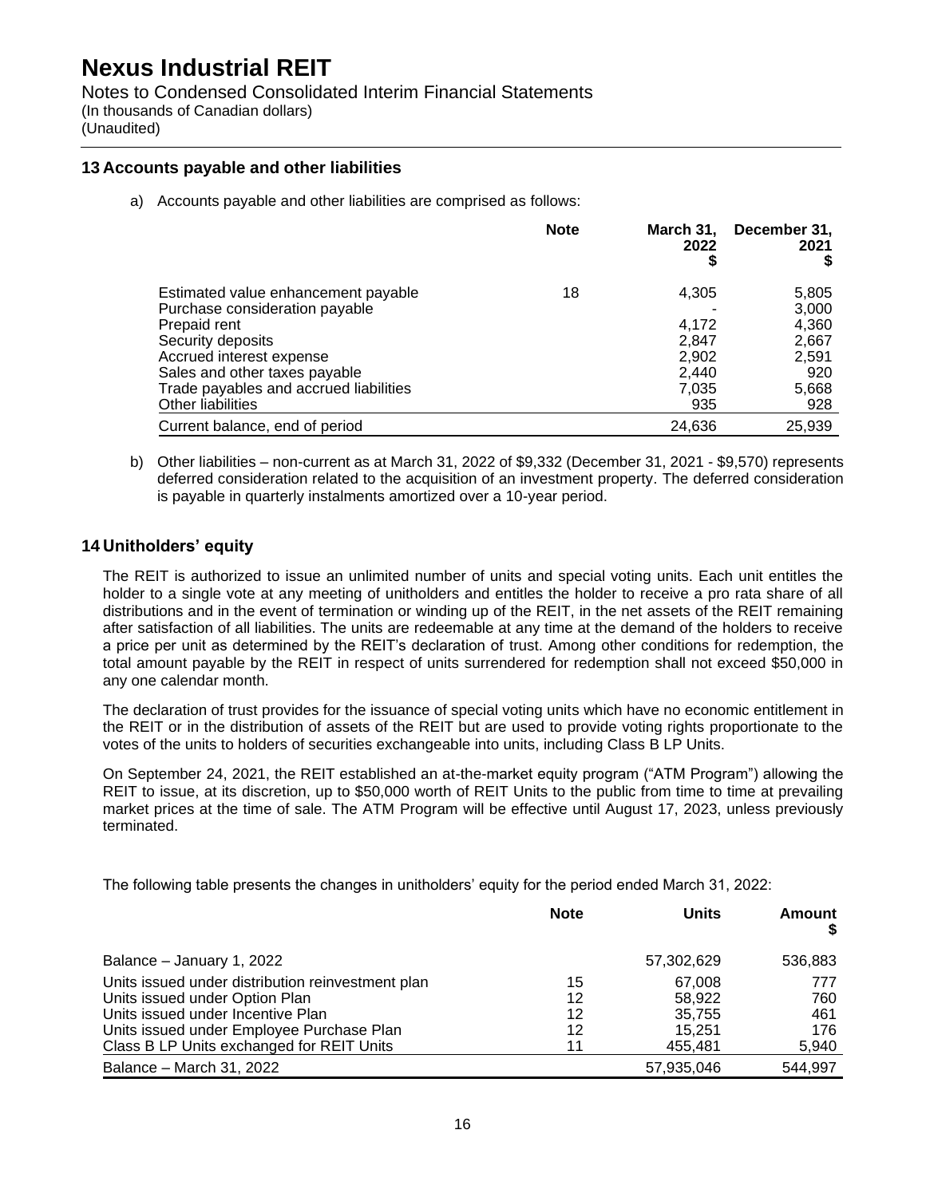# Nexus Industrial REIT

Notes to Condensed Consolidated Interim Financial Statements
(In thousands of Canadian dollars)
(Unaudited)

## 13 Accounts payable and other liabilities

a) Accounts payable and other liabilities are comprised as follows:

| | Note | March 31, 2022 $ | December 31, 2021 $ |
|---|---|---|---|
| Estimated value enhancement payable | 18 | 4,305 | 5,805 |
| Purchase consideration payable | | - | 3,000 |
| Prepaid rent | | 4,172 | 4,360 |
| Security deposits | | 2,847 | 2,667 |
| Accrued interest expense | | 2,902 | 2,591 |
| Sales and other taxes payable | | 2,440 | 920 |
| Trade payables and accrued liabilities | | 7,035 | 5,668 |
| Other liabilities | | 935 | 928 |
| Current balance, end of period | | 24,636 | 25,939 |

b) Other liabilities – non-current as at March 31, 2022 of $9,332 (December 31, 2021 - $9,570) represents deferred consideration related to the acquisition of an investment property. The deferred consideration is payable in quarterly instalments amortized over a 10-year period.

## 14 Unitholders' equity

The REIT is authorized to issue an unlimited number of units and special voting units. Each unit entitles the holder to a single vote at any meeting of unitholders and entitles the holder to receive a pro rata share of all distributions and in the event of termination or winding up of the REIT, in the net assets of the REIT remaining after satisfaction of all liabilities. The units are redeemable at any time at the demand of the holders to receive a price per unit as determined by the REIT's declaration of trust. Among other conditions for redemption, the total amount payable by the REIT in respect of units surrendered for redemption shall not exceed $50,000 in any one calendar month.

The declaration of trust provides for the issuance of special voting units which have no economic entitlement in the REIT or in the distribution of assets of the REIT but are used to provide voting rights proportionate to the votes of the units to holders of securities exchangeable into units, including Class B LP Units.

On September 24, 2021, the REIT established an at-the-market equity program ("ATM Program") allowing the REIT to issue, at its discretion, up to $50,000 worth of REIT Units to the public from time to time at prevailing market prices at the time of sale. The ATM Program will be effective until August 17, 2023, unless previously terminated.

The following table presents the changes in unitholders' equity for the period ended March 31, 2022:

| | Note | Units | Amount $ |
|---|---|---|---|
| Balance – January 1, 2022 | | 57,302,629 | 536,883 |
| Units issued under distribution reinvestment plan | 15 | 67,008 | 777 |
| Units issued under Option Plan | 12 | 58,922 | 760 |
| Units issued under Incentive Plan | 12 | 35,755 | 461 |
| Units issued under Employee Purchase Plan | 12 | 15,251 | 176 |
| Class B LP Units exchanged for REIT Units | 11 | 455,481 | 5,940 |
| Balance – March 31, 2022 | | 57,935,046 | 544,997 |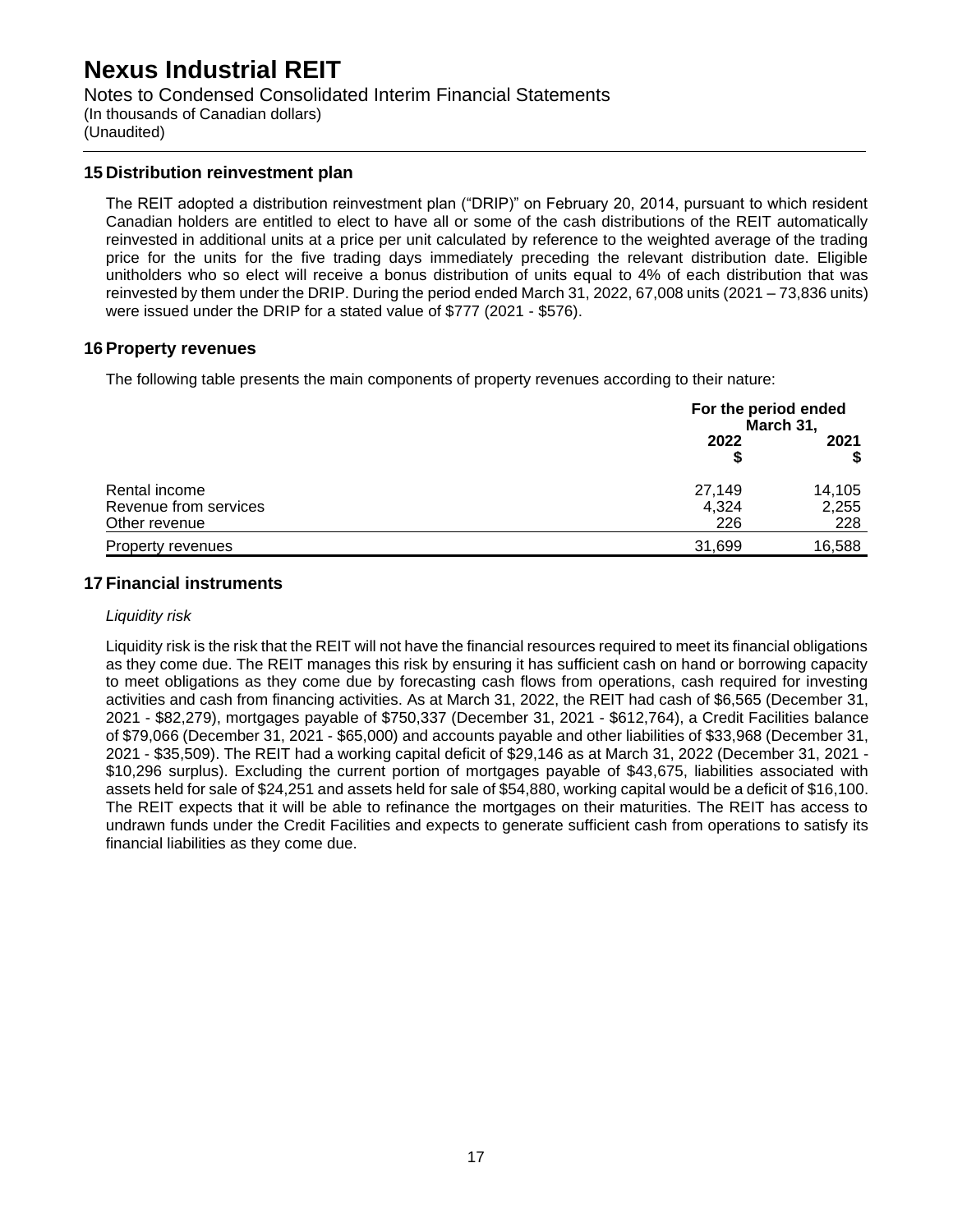# Nexus Industrial REIT

Notes to Condensed Consolidated Interim Financial Statements
(In thousands of Canadian dollars)
(Unaudited)

## 15 Distribution reinvestment plan

The REIT adopted a distribution reinvestment plan ("DRIP") on February 20, 2014, pursuant to which resident Canadian holders are entitled to elect to have all or some of the cash distributions of the REIT automatically reinvested in additional units at a price per unit calculated by reference to the weighted average of the trading price for the units for the five trading days immediately preceding the relevant distribution date. Eligible unitholders who so elect will receive a bonus distribution of units equal to 4% of each distribution that was reinvested by them under the DRIP. During the period ended March 31, 2022, 67,008 units (2021 – 73,836 units) were issued under the DRIP for a stated value of $777 (2021 - $576).

## 16 Property revenues

The following table presents the main components of property revenues according to their nature:

| | For the period ended March 31, 2022 $ | For the period ended March 31, 2021 $ |
|---|---|---|
| Rental income | 27,149 | 14,105 |
| Revenue from services | 4,324 | 2,255 |
| Other revenue | 226 | 228 |
| Property revenues | 31,699 | 16,588 |

## 17 Financial instruments

*Liquidity risk*

Liquidity risk is the risk that the REIT will not have the financial resources required to meet its financial obligations as they come due. The REIT manages this risk by ensuring it has sufficient cash on hand or borrowing capacity to meet obligations as they come due by forecasting cash flows from operations, cash required for investing activities and cash from financing activities. As at March 31, 2022, the REIT had cash of $6,565 (December 31, 2021 - $82,279), mortgages payable of $750,337 (December 31, 2021 - $612,764), a Credit Facilities balance of $79,066 (December 31, 2021 - $65,000) and accounts payable and other liabilities of $33,968 (December 31, 2021 - $35,509). The REIT had a working capital deficit of $29,146 as at March 31, 2022 (December 31, 2021 - $10,296 surplus). Excluding the current portion of mortgages payable of $43,675, liabilities associated with assets held for sale of $24,251 and assets held for sale of $54,880, working capital would be a deficit of $16,100. The REIT expects that it will be able to refinance the mortgages on their maturities. The REIT has access to undrawn funds under the Credit Facilities and expects to generate sufficient cash from operations to satisfy its financial liabilities as they come due.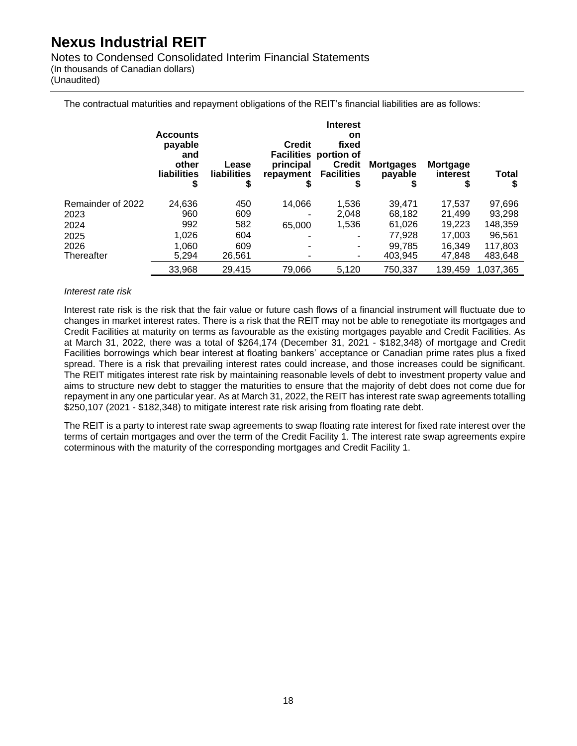# Nexus Industrial REIT

Notes to Condensed Consolidated Interim Financial Statements
(In thousands of Canadian dollars)
(Unaudited)

The contractual maturities and repayment obligations of the REIT's financial liabilities are as follows:

| | Accounts payable and other liabilities $ | Lease liabilities $ | Credit Facilities principal repayment $ | Interest on fixed portion of Credit Facilities $ | Mortgages payable $ | Mortgage interest $ | Total $ |
|---|---|---|---|---|---|---|---|
| Remainder of 2022 | 24,636 | 450 | 14,066 | 1,536 | 39,471 | 17,537 | 97,696 |
| 2023 | 960 | 609 | - | 2,048 | 68,182 | 21,499 | 93,298 |
| 2024 | 992 | 582 | 65,000 | 1,536 | 61,026 | 19,223 | 148,359 |
| 2025 | 1,026 | 604 | - | - | 77,928 | 17,003 | 96,561 |
| 2026 | 1,060 | 609 | - | - | 99,785 | 16,349 | 117,803 |
| Thereafter | 5,294 | 26,561 | - | - | 403,945 | 47,848 | 483,648 |
| | 33,968 | 29,415 | 79,066 | 5,120 | 750,337 | 139,459 | 1,037,365 |

*Interest rate risk*

Interest rate risk is the risk that the fair value or future cash flows of a financial instrument will fluctuate due to changes in market interest rates. There is a risk that the REIT may not be able to renegotiate its mortgages and Credit Facilities at maturity on terms as favourable as the existing mortgages payable and Credit Facilities. As at March 31, 2022, there was a total of $264,174 (December 31, 2021 - $182,348) of mortgage and Credit Facilities borrowings which bear interest at floating bankers' acceptance or Canadian prime rates plus a fixed spread. There is a risk that prevailing interest rates could increase, and those increases could be significant. The REIT mitigates interest rate risk by maintaining reasonable levels of debt to investment property value and aims to structure new debt to stagger the maturities to ensure that the majority of debt does not come due for repayment in any one particular year. As at March 31, 2022, the REIT has interest rate swap agreements totalling $250,107 (2021 - $182,348) to mitigate interest rate risk arising from floating rate debt.

The REIT is a party to interest rate swap agreements to swap floating rate interest for fixed rate interest over the terms of certain mortgages and over the term of the Credit Facility 1. The interest rate swap agreements expire coterminous with the maturity of the corresponding mortgages and Credit Facility 1.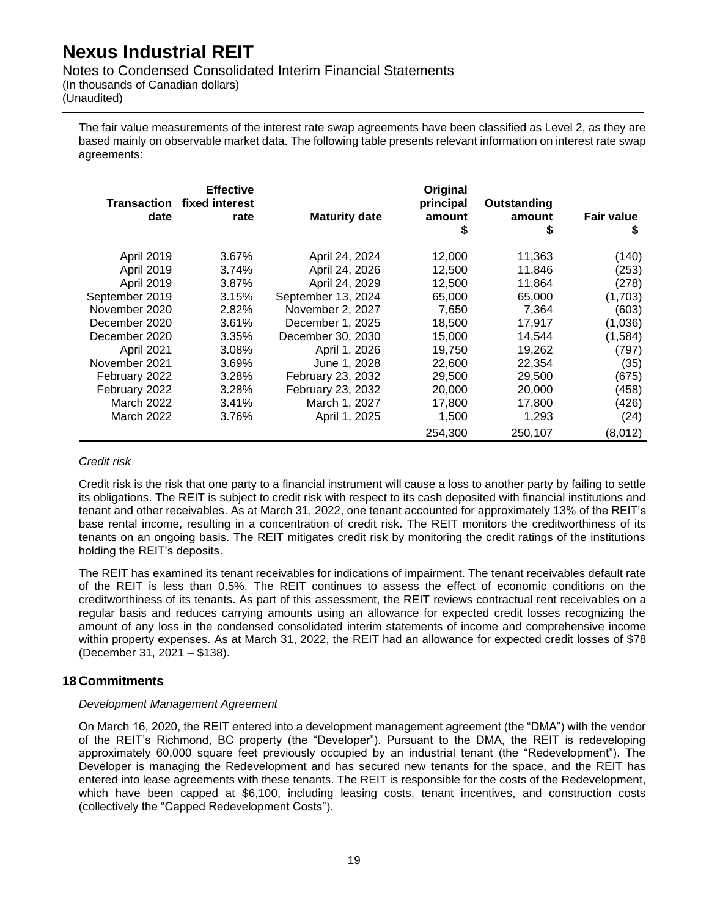The fair value measurements of the interest rate swap agreements have been classified as Level 2, as they are based mainly on observable market data. The following table presents relevant information on interest rate swap agreements:

| Transaction date | Effective fixed interest rate | Maturity date | Original principal amount $ | Outstanding amount $ | Fair value $ |
|---|---|---|---|---|---|
| April 2019 | 3.67% | April 24, 2024 | 12,000 | 11,363 | (140) |
| April 2019 | 3.74% | April 24, 2026 | 12,500 | 11,846 | (253) |
| April 2019 | 3.87% | April 24, 2029 | 12,500 | 11,864 | (278) |
| September 2019 | 3.15% | September 13, 2024 | 65,000 | 65,000 | (1,703) |
| November 2020 | 2.82% | November 2, 2027 | 7,650 | 7,364 | (603) |
| December 2020 | 3.61% | December 1, 2025 | 18,500 | 17,917 | (1,036) |
| December 2020 | 3.35% | December 30, 2030 | 15,000 | 14,544 | (1,584) |
| April 2021 | 3.08% | April 1, 2026 | 19,750 | 19,262 | (797) |
| November 2021 | 3.69% | June 1, 2028 | 22,600 | 22,354 | (35) |
| February 2022 | 3.28% | February 23, 2032 | 29,500 | 29,500 | (675) |
| February 2022 | 3.28% | February 23, 2032 | 20,000 | 20,000 | (458) |
| March 2022 | 3.41% | March 1, 2027 | 17,800 | 17,800 | (426) |
| March 2022 | 3.76% | April 1, 2025 | 1,500 | 1,293 | (24) |
| | | | 254,300 | 250,107 | (8,012) |

*Credit risk*

Credit risk is the risk that one party to a financial instrument will cause a loss to another party by failing to settle its obligations. The REIT is subject to credit risk with respect to its cash deposited with financial institutions and tenant and other receivables. As at March 31, 2022, one tenant accounted for approximately 13% of the REIT's base rental income, resulting in a concentration of credit risk. The REIT monitors the creditworthiness of its tenants on an ongoing basis. The REIT mitigates credit risk by monitoring the credit ratings of the institutions holding the REIT's deposits.

The REIT has examined its tenant receivables for indications of impairment. The tenant receivables default rate of the REIT is less than 0.5%. The REIT continues to assess the effect of economic conditions on the creditworthiness of its tenants. As part of this assessment, the REIT reviews contractual rent receivables on a regular basis and reduces carrying amounts using an allowance for expected credit losses recognizing the amount of any loss in the condensed consolidated interim statements of income and comprehensive income within property expenses. As at March 31, 2022, the REIT had an allowance for expected credit losses of $78 (December 31, 2021 – $138).

## 18 Commitments

*Development Management Agreement*

On March 16, 2020, the REIT entered into a development management agreement (the "DMA") with the vendor of the REIT's Richmond, BC property (the "Developer"). Pursuant to the DMA, the REIT is redeveloping approximately 60,000 square feet previously occupied by an industrial tenant (the "Redevelopment"). The Developer is managing the Redevelopment and has secured new tenants for the space, and the REIT has entered into lease agreements with these tenants. The REIT is responsible for the costs of the Redevelopment, which have been capped at $6,100, including leasing costs, tenant incentives, and construction costs (collectively the "Capped Redevelopment Costs").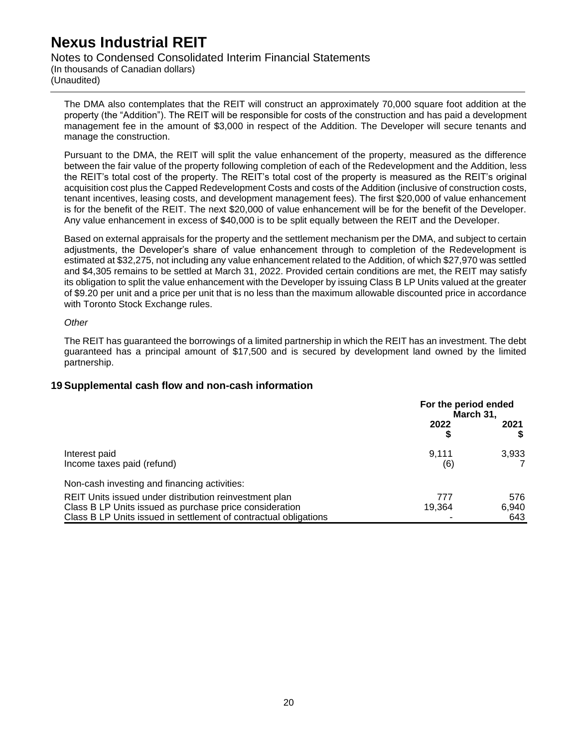The DMA also contemplates that the REIT will construct an approximately 70,000 square foot addition at the property (the "Addition"). The REIT will be responsible for costs of the construction and has paid a development management fee in the amount of $3,000 in respect of the Addition. The Developer will secure tenants and manage the construction.

Pursuant to the DMA, the REIT will split the value enhancement of the property, measured as the difference between the fair value of the property following completion of each of the Redevelopment and the Addition, less the REIT's total cost of the property. The REIT's total cost of the property is measured as the REIT's original acquisition cost plus the Capped Redevelopment Costs and costs of the Addition (inclusive of construction costs, tenant incentives, leasing costs, and development management fees). The first $20,000 of value enhancement is for the benefit of the REIT. The next $20,000 of value enhancement will be for the benefit of the Developer. Any value enhancement in excess of $40,000 is to be split equally between the REIT and the Developer.

Based on external appraisals for the property and the settlement mechanism per the DMA, and subject to certain adjustments, the Developer's share of value enhancement through to completion of the Redevelopment is estimated at $32,275, not including any value enhancement related to the Addition, of which $27,970 was settled and $4,305 remains to be settled at March 31, 2022. Provided certain conditions are met, the REIT may satisfy its obligation to split the value enhancement with the Developer by issuing Class B LP Units valued at the greater of $9.20 per unit and a price per unit that is no less than the maximum allowable discounted price in accordance with Toronto Stock Exchange rules.

*Other*

The REIT has guaranteed the borrowings of a limited partnership in which the REIT has an investment. The debt guaranteed has a principal amount of $17,500 and is secured by development land owned by the limited partnership.

## 19 Supplemental cash flow and non-cash information

| | For the period ended March 31, | |
|---|---|---|
| | 2022 $ | 2021 $ |
| Interest paid | 9,111 | 3,933 |
| Income taxes paid (refund) | (6) | 7 |
| Non-cash investing and financing activities: | | |
| REIT Units issued under distribution reinvestment plan | 777 | 576 |
| Class B LP Units issued as purchase price consideration | 19,364 | 6,940 |
| Class B LP Units issued in settlement of contractual obligations | - | 643 |